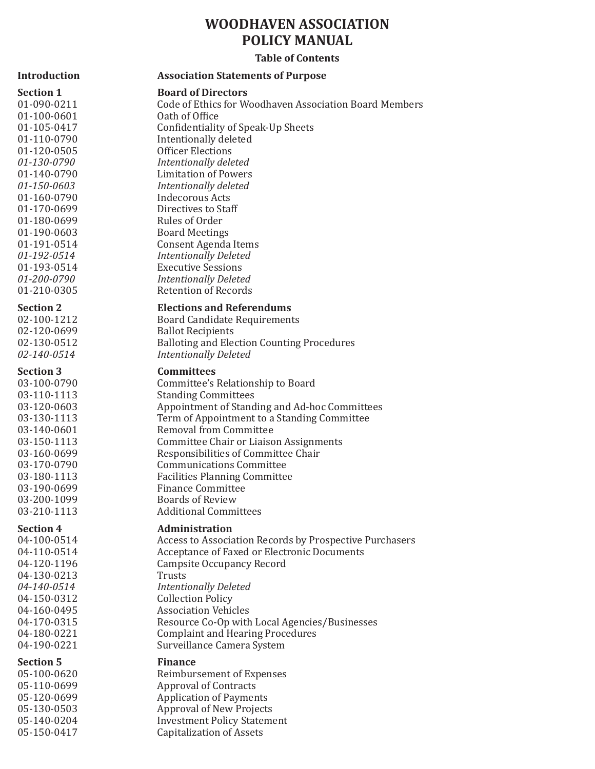# WOODHAVEN ASSOCIATION
# POLICY MANUAL

**Table of Contents**

| | |
|---|---|
| **Introduction** | **Association Statements of Purpose** |
| **Section 1** | **Board of Directors** |
| 01-090-0211 | Code of Ethics for Woodhaven Association Board Members |
| 01-100-0601 | Oath of Office |
| 01-105-0417 | Confidentiality of Speak-Up Sheets |
| 01-110-0790 | Intentionally deleted |
| 01-120-0505 | Officer Elections |
| *01-130-0790* | *Intentionally deleted* |
| 01-140-0790 | Limitation of Powers |
| *01-150-0603* | *Intentionally deleted* |
| 01-160-0790 | Indecorous Acts |
| 01-170-0699 | Directives to Staff |
| 01-180-0699 | Rules of Order |
| 01-190-0603 | Board Meetings |
| 01-191-0514 | Consent Agenda Items |
| *01-192-0514* | *Intentionally Deleted* |
| 01-193-0514 | Executive Sessions |
| *01-200-0790* | *Intentionally Deleted* |
| 01-210-0305 | Retention of Records |
| **Section 2** | **Elections and Referendums** |
| 02-100-1212 | Board Candidate Requirements |
| 02-120-0699 | Ballot Recipients |
| 02-130-0512 | Balloting and Election Counting Procedures |
| *02-140-0514* | *Intentionally Deleted* |
| **Section 3** | **Committees** |
| 03-100-0790 | Committee's Relationship to Board |
| 03-110-1113 | Standing Committees |
| 03-120-0603 | Appointment of Standing and Ad-hoc Committees |
| 03-130-1113 | Term of Appointment to a Standing Committee |
| 03-140-0601 | Removal from Committee |
| 03-150-1113 | Committee Chair or Liaison Assignments |
| 03-160-0699 | Responsibilities of Committee Chair |
| 03-170-0790 | Communications Committee |
| 03-180-1113 | Facilities Planning Committee |
| 03-190-0699 | Finance Committee |
| 03-200-1099 | Boards of Review |
| 03-210-1113 | Additional Committees |
| **Section 4** | **Administration** |
| 04-100-0514 | Access to Association Records by Prospective Purchasers |
| 04-110-0514 | Acceptance of Faxed or Electronic Documents |
| 04-120-1196 | Campsite Occupancy Record |
| 04-130-0213 | Trusts |
| *04-140-0514* | *Intentionally Deleted* |
| 04-150-0312 | Collection Policy |
| 04-160-0495 | Association Vehicles |
| 04-170-0315 | Resource Co-Op with Local Agencies/Businesses |
| 04-180-0221 | Complaint and Hearing Procedures |
| 04-190-0221 | Surveillance Camera System |
| **Section 5** | **Finance** |
| 05-100-0620 | Reimbursement of Expenses |
| 05-110-0699 | Approval of Contracts |
| 05-120-0699 | Application of Payments |
| 05-130-0503 | Approval of New Projects |
| 05-140-0204 | Investment Policy Statement |
| 05-150-0417 | Capitalization of Assets |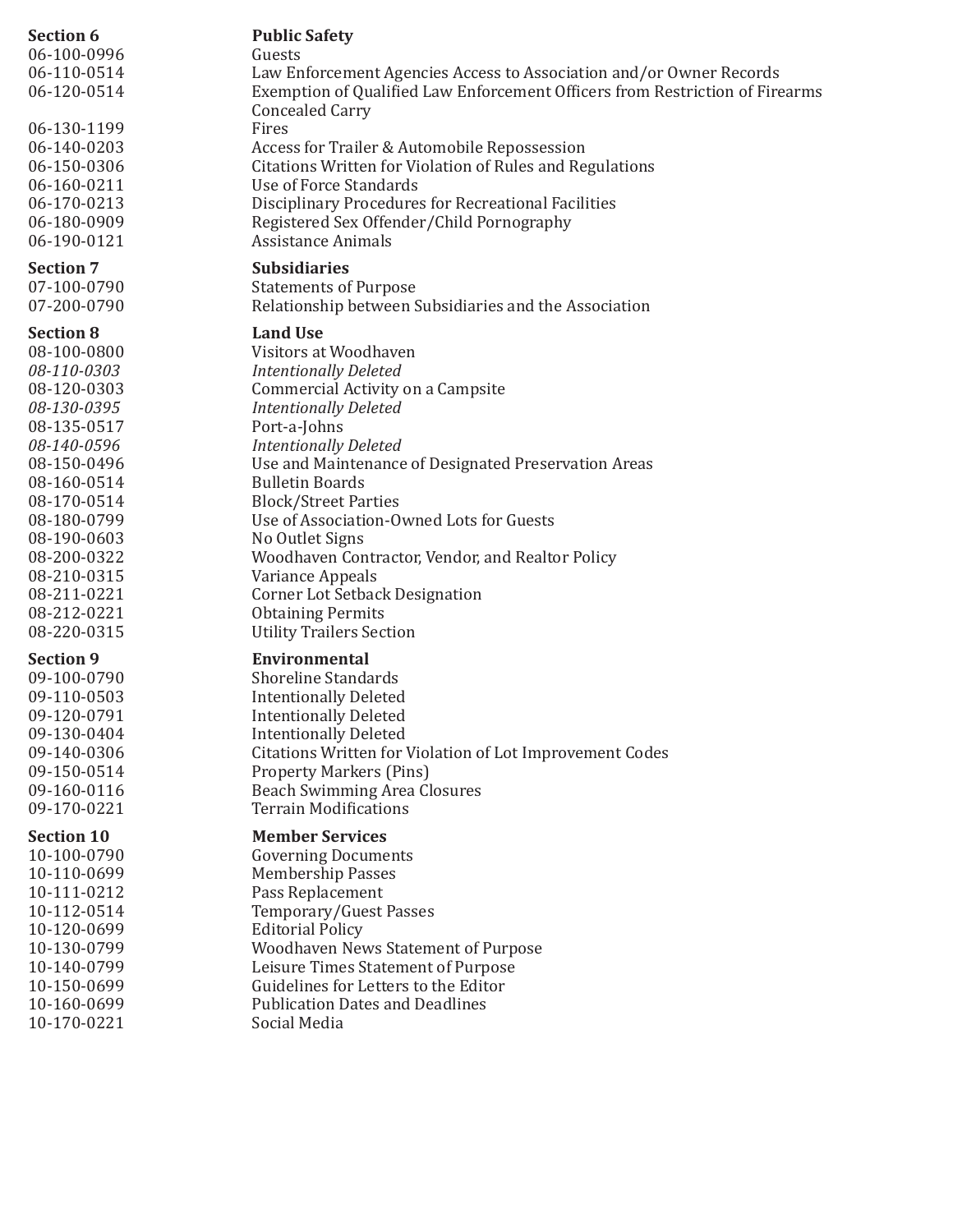| | |
|---|---|
| **Section 6** | **Public Safety** |
| 06-100-0996 | Guests |
| 06-110-0514 | Law Enforcement Agencies Access to Association and/or Owner Records |
| 06-120-0514 | Exemption of Qualified Law Enforcement Officers from Restriction of Firearms Concealed Carry |
| 06-130-1199 | Fires |
| 06-140-0203 | Access for Trailer & Automobile Repossession |
| 06-150-0306 | Citations Written for Violation of Rules and Regulations |
| 06-160-0211 | Use of Force Standards |
| 06-170-0213 | Disciplinary Procedures for Recreational Facilities |
| 06-180-0909 | Registered Sex Offender/Child Pornography |
| 06-190-0121 | Assistance Animals |
| **Section 7** | **Subsidiaries** |
| 07-100-0790 | Statements of Purpose |
| 07-200-0790 | Relationship between Subsidiaries and the Association |
| **Section 8** | **Land Use** |
| 08-100-0800 | Visitors at Woodhaven |
| *08-110-0303* | *Intentionally Deleted* |
| 08-120-0303 | Commercial Activity on a Campsite |
| *08-130-0395* | *Intentionally Deleted* |
| 08-135-0517 | Port-a-Johns |
| *08-140-0596* | *Intentionally Deleted* |
| 08-150-0496 | Use and Maintenance of Designated Preservation Areas |
| 08-160-0514 | Bulletin Boards |
| 08-170-0514 | Block/Street Parties |
| 08-180-0799 | Use of Association-Owned Lots for Guests |
| 08-190-0603 | No Outlet Signs |
| 08-200-0322 | Woodhaven Contractor, Vendor, and Realtor Policy |
| 08-210-0315 | Variance Appeals |
| 08-211-0221 | Corner Lot Setback Designation |
| 08-212-0221 | Obtaining Permits |
| 08-220-0315 | Utility Trailers Section |
| **Section 9** | **Environmental** |
| 09-100-0790 | Shoreline Standards |
| 09-110-0503 | Intentionally Deleted |
| 09-120-0791 | Intentionally Deleted |
| 09-130-0404 | Intentionally Deleted |
| 09-140-0306 | Citations Written for Violation of Lot Improvement Codes |
| 09-150-0514 | Property Markers (Pins) |
| 09-160-0116 | Beach Swimming Area Closures |
| 09-170-0221 | Terrain Modifications |
| **Section 10** | **Member Services** |
| 10-100-0790 | Governing Documents |
| 10-110-0699 | Membership Passes |
| 10-111-0212 | Pass Replacement |
| 10-112-0514 | Temporary/Guest Passes |
| 10-120-0699 | Editorial Policy |
| 10-130-0799 | Woodhaven News Statement of Purpose |
| 10-140-0799 | Leisure Times Statement of Purpose |
| 10-150-0699 | Guidelines for Letters to the Editor |
| 10-160-0699 | Publication Dates and Deadlines |
| 10-170-0221 | Social Media |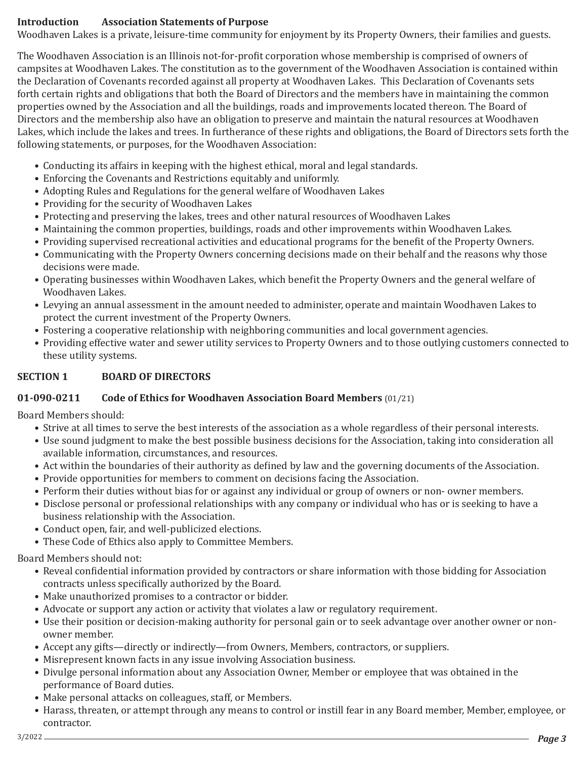## Introduction Association Statements of Purpose

Woodhaven Lakes is a private, leisure-time community for enjoyment by its Property Owners, their families and guests.

The Woodhaven Association is an Illinois not-for-profit corporation whose membership is comprised of owners of campsites at Woodhaven Lakes. The constitution as to the government of the Woodhaven Association is contained within the Declaration of Covenants recorded against all property at Woodhaven Lakes. This Declaration of Covenants sets forth certain rights and obligations that both the Board of Directors and the members have in maintaining the common properties owned by the Association and all the buildings, roads and improvements located thereon. The Board of Directors and the membership also have an obligation to preserve and maintain the natural resources at Woodhaven Lakes, which include the lakes and trees. In furtherance of these rights and obligations, the Board of Directors sets forth the following statements, or purposes, for the Woodhaven Association:

- Conducting its affairs in keeping with the highest ethical, moral and legal standards.
- Enforcing the Covenants and Restrictions equitably and uniformly.
- Adopting Rules and Regulations for the general welfare of Woodhaven Lakes
- Providing for the security of Woodhaven Lakes
- Protecting and preserving the lakes, trees and other natural resources of Woodhaven Lakes
- Maintaining the common properties, buildings, roads and other improvements within Woodhaven Lakes.
- Providing supervised recreational activities and educational programs for the benefit of the Property Owners.
- Communicating with the Property Owners concerning decisions made on their behalf and the reasons why those decisions were made.
- Operating businesses within Woodhaven Lakes, which benefit the Property Owners and the general welfare of Woodhaven Lakes.
- Levying an annual assessment in the amount needed to administer, operate and maintain Woodhaven Lakes to protect the current investment of the Property Owners.
- Fostering a cooperative relationship with neighboring communities and local government agencies.
- Providing effective water and sewer utility services to Property Owners and to those outlying customers connected to these utility systems.

## SECTION 1 BOARD OF DIRECTORS

### 01-090-0211 Code of Ethics for Woodhaven Association Board Members (01/21)

Board Members should:

- Strive at all times to serve the best interests of the association as a whole regardless of their personal interests.
- Use sound judgment to make the best possible business decisions for the Association, taking into consideration all available information, circumstances, and resources.
- Act within the boundaries of their authority as defined by law and the governing documents of the Association.
- Provide opportunities for members to comment on decisions facing the Association.
- Perform their duties without bias for or against any individual or group of owners or non- owner members.
- Disclose personal or professional relationships with any company or individual who has or is seeking to have a business relationship with the Association.
- Conduct open, fair, and well-publicized elections.
- These Code of Ethics also apply to Committee Members.

Board Members should not:

- Reveal confidential information provided by contractors or share information with those bidding for Association contracts unless specifically authorized by the Board.
- Make unauthorized promises to a contractor or bidder.
- Advocate or support any action or activity that violates a law or regulatory requirement.
- Use their position or decision-making authority for personal gain or to seek advantage over another owner or non-owner member.
- Accept any gifts—directly or indirectly—from Owners, Members, contractors, or suppliers.
- Misrepresent known facts in any issue involving Association business.
- Divulge personal information about any Association Owner, Member or employee that was obtained in the performance of Board duties.
- Make personal attacks on colleagues, staff, or Members.
- Harass, threaten, or attempt through any means to control or instill fear in any Board member, Member, employee, or contractor.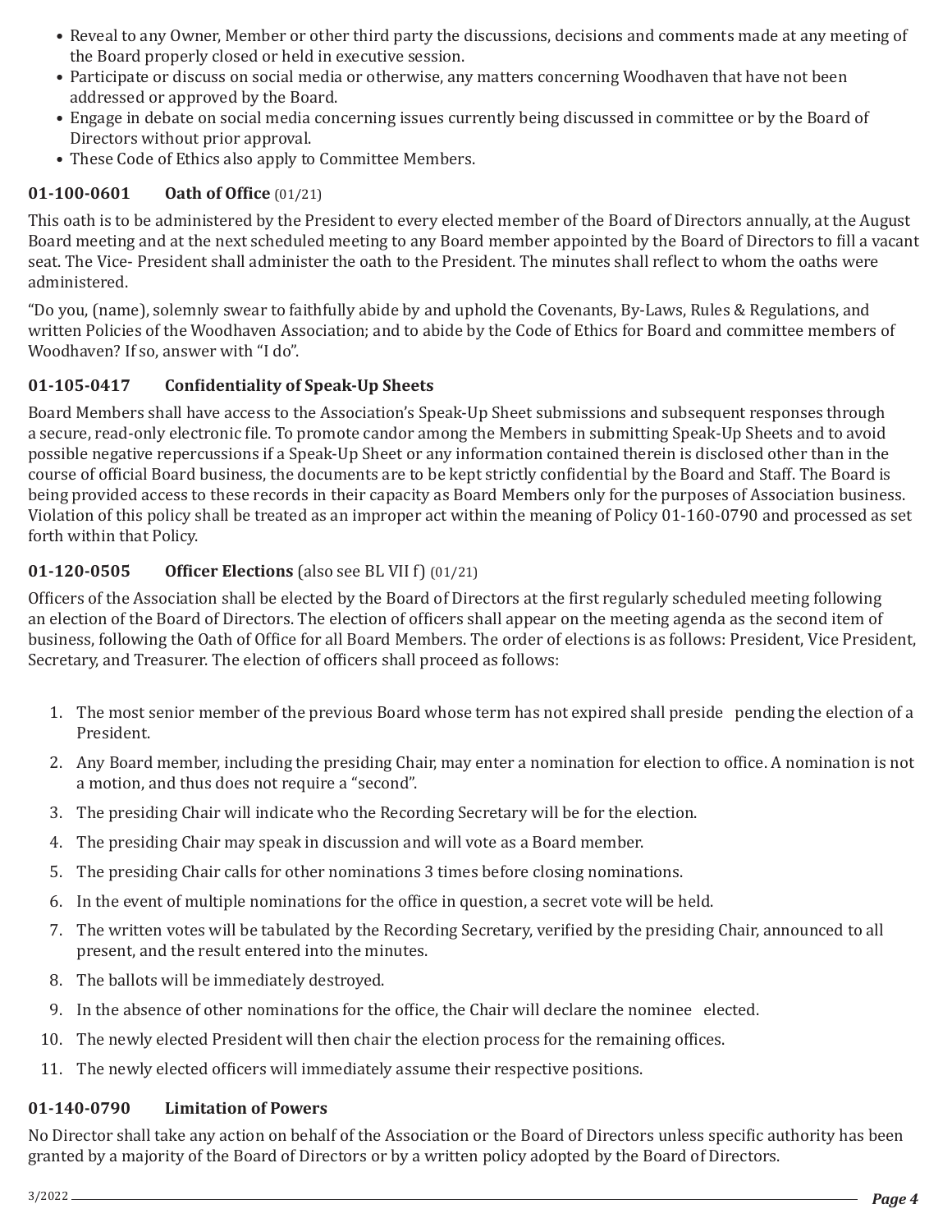- Reveal to any Owner, Member or other third party the discussions, decisions and comments made at any meeting of the Board properly closed or held in executive session.
- Participate or discuss on social media or otherwise, any matters concerning Woodhaven that have not been addressed or approved by the Board.
- Engage in debate on social media concerning issues currently being discussed in committee or by the Board of Directors without prior approval.
- These Code of Ethics also apply to Committee Members.

### 01-100-0601 Oath of Office (01/21)

This oath is to be administered by the President to every elected member of the Board of Directors annually, at the August Board meeting and at the next scheduled meeting to any Board member appointed by the Board of Directors to fill a vacant seat. The Vice- President shall administer the oath to the President. The minutes shall reflect to whom the oaths were administered.

"Do you, (name), solemnly swear to faithfully abide by and uphold the Covenants, By-Laws, Rules & Regulations, and written Policies of the Woodhaven Association; and to abide by the Code of Ethics for Board and committee members of Woodhaven? If so, answer with "I do".

### 01-105-0417 Confidentiality of Speak-Up Sheets

Board Members shall have access to the Association's Speak-Up Sheet submissions and subsequent responses through a secure, read-only electronic file. To promote candor among the Members in submitting Speak-Up Sheets and to avoid possible negative repercussions if a Speak-Up Sheet or any information contained therein is disclosed other than in the course of official Board business, the documents are to be kept strictly confidential by the Board and Staff. The Board is being provided access to these records in their capacity as Board Members only for the purposes of Association business. Violation of this policy shall be treated as an improper act within the meaning of Policy 01-160-0790 and processed as set forth within that Policy.

### 01-120-0505 Officer Elections (also see BL VII f) (01/21)

Officers of the Association shall be elected by the Board of Directors at the first regularly scheduled meeting following an election of the Board of Directors. The election of officers shall appear on the meeting agenda as the second item of business, following the Oath of Office for all Board Members. The order of elections is as follows: President, Vice President, Secretary, and Treasurer. The election of officers shall proceed as follows:

1. The most senior member of the previous Board whose term has not expired shall preside pending the election of a President.
2. Any Board member, including the presiding Chair, may enter a nomination for election to office. A nomination is not a motion, and thus does not require a "second".
3. The presiding Chair will indicate who the Recording Secretary will be for the election.
4. The presiding Chair may speak in discussion and will vote as a Board member.
5. The presiding Chair calls for other nominations 3 times before closing nominations.
6. In the event of multiple nominations for the office in question, a secret vote will be held.
7. The written votes will be tabulated by the Recording Secretary, verified by the presiding Chair, announced to all present, and the result entered into the minutes.
8. The ballots will be immediately destroyed.
9. In the absence of other nominations for the office, the Chair will declare the nominee elected.
10. The newly elected President will then chair the election process for the remaining offices.
11. The newly elected officers will immediately assume their respective positions.

### 01-140-0790 Limitation of Powers

No Director shall take any action on behalf of the Association or the Board of Directors unless specific authority has been granted by a majority of the Board of Directors or by a written policy adopted by the Board of Directors.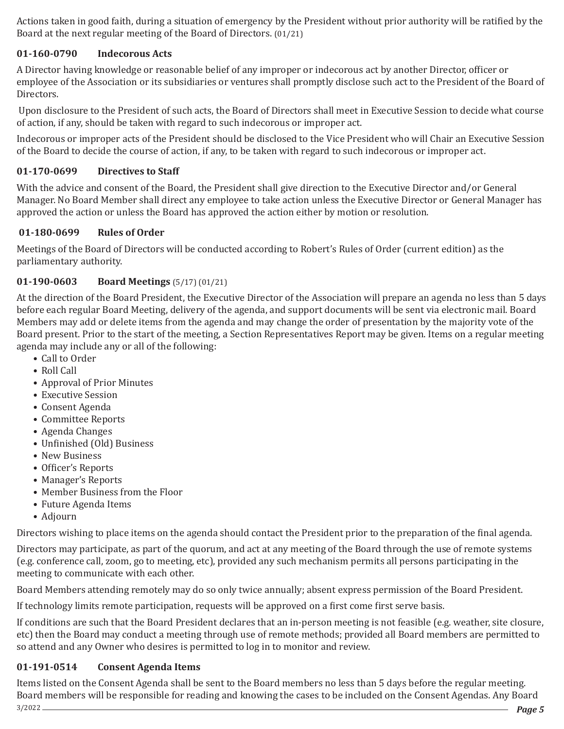Actions taken in good faith, during a situation of emergency by the President without prior authority will be ratified by the Board at the next regular meeting of the Board of Directors. (01/21)

### 01-160-0790 Indecorous Acts

A Director having knowledge or reasonable belief of any improper or indecorous act by another Director, officer or employee of the Association or its subsidiaries or ventures shall promptly disclose such act to the President of the Board of Directors.

Upon disclosure to the President of such acts, the Board of Directors shall meet in Executive Session to decide what course of action, if any, should be taken with regard to such indecorous or improper act.

Indecorous or improper acts of the President should be disclosed to the Vice President who will Chair an Executive Session of the Board to decide the course of action, if any, to be taken with regard to such indecorous or improper act.

### 01-170-0699 Directives to Staff

With the advice and consent of the Board, the President shall give direction to the Executive Director and/or General Manager. No Board Member shall direct any employee to take action unless the Executive Director or General Manager has approved the action or unless the Board has approved the action either by motion or resolution.

### 01-180-0699 Rules of Order

Meetings of the Board of Directors will be conducted according to Robert's Rules of Order (current edition) as the parliamentary authority.

### 01-190-0603 Board Meetings (5/17) (01/21)

At the direction of the Board President, the Executive Director of the Association will prepare an agenda no less than 5 days before each regular Board Meeting, delivery of the agenda, and support documents will be sent via electronic mail. Board Members may add or delete items from the agenda and may change the order of presentation by the majority vote of the Board present. Prior to the start of the meeting, a Section Representatives Report may be given. Items on a regular meeting agenda may include any or all of the following:

- Call to Order
- Roll Call
- Approval of Prior Minutes
- Executive Session
- Consent Agenda
- Committee Reports
- Agenda Changes
- Unfinished (Old) Business
- New Business
- Officer's Reports
- Manager's Reports
- Member Business from the Floor
- Future Agenda Items
- Adjourn

Directors wishing to place items on the agenda should contact the President prior to the preparation of the final agenda.

Directors may participate, as part of the quorum, and act at any meeting of the Board through the use of remote systems (e.g. conference call, zoom, go to meeting, etc), provided any such mechanism permits all persons participating in the meeting to communicate with each other.

Board Members attending remotely may do so only twice annually; absent express permission of the Board President.

If technology limits remote participation, requests will be approved on a first come first serve basis.

If conditions are such that the Board President declares that an in-person meeting is not feasible (e.g. weather, site closure, etc) then the Board may conduct a meeting through use of remote methods; provided all Board members are permitted to so attend and any Owner who desires is permitted to log in to monitor and review.

### 01-191-0514 Consent Agenda Items

Items listed on the Consent Agenda shall be sent to the Board members no less than 5 days before the regular meeting. Board members will be responsible for reading and knowing the cases to be included on the Consent Agendas. Any Board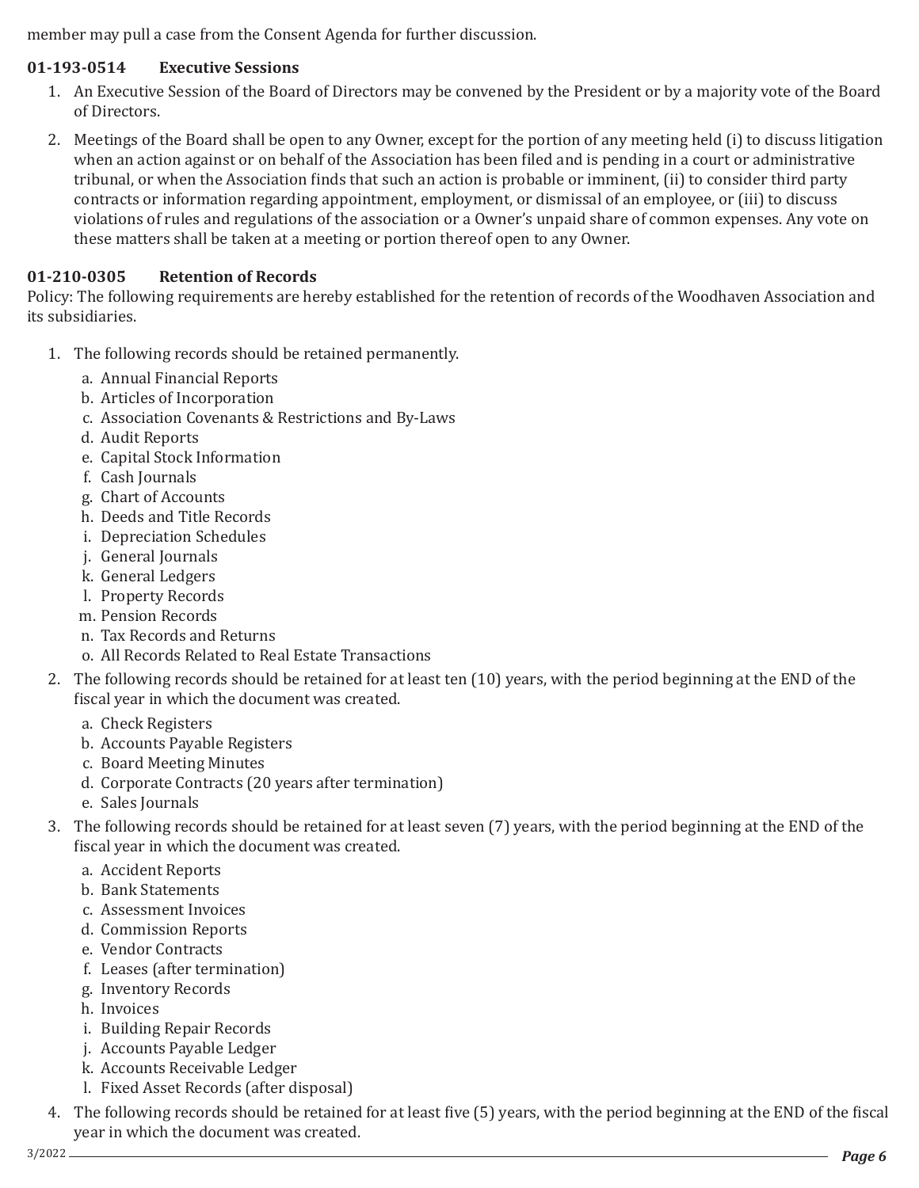member may pull a case from the Consent Agenda for further discussion.

**01-193-0514 Executive Sessions**

1. An Executive Session of the Board of Directors may be convened by the President or by a majority vote of the Board of Directors.
2. Meetings of the Board shall be open to any Owner, except for the portion of any meeting held (i) to discuss litigation when an action against or on behalf of the Association has been filed and is pending in a court or administrative tribunal, or when the Association finds that such an action is probable or imminent, (ii) to consider third party contracts or information regarding appointment, employment, or dismissal of an employee, or (iii) to discuss violations of rules and regulations of the association or a Owner's unpaid share of common expenses. Any vote on these matters shall be taken at a meeting or portion thereof open to any Owner.

**01-210-0305 Retention of Records**

Policy: The following requirements are hereby established for the retention of records of the Woodhaven Association and its subsidiaries.

1. The following records should be retained permanently.
   a. Annual Financial Reports
   b. Articles of Incorporation
   c. Association Covenants & Restrictions and By-Laws
   d. Audit Reports
   e. Capital Stock Information
   f. Cash Journals
   g. Chart of Accounts
   h. Deeds and Title Records
   i. Depreciation Schedules
   j. General Journals
   k. General Ledgers
   l. Property Records
   m. Pension Records
   n. Tax Records and Returns
   o. All Records Related to Real Estate Transactions
2. The following records should be retained for at least ten (10) years, with the period beginning at the END of the fiscal year in which the document was created.
   a. Check Registers
   b. Accounts Payable Registers
   c. Board Meeting Minutes
   d. Corporate Contracts (20 years after termination)
   e. Sales Journals
3. The following records should be retained for at least seven (7) years, with the period beginning at the END of the fiscal year in which the document was created.
   a. Accident Reports
   b. Bank Statements
   c. Assessment Invoices
   d. Commission Reports
   e. Vendor Contracts
   f. Leases (after termination)
   g. Inventory Records
   h. Invoices
   i. Building Repair Records
   j. Accounts Payable Ledger
   k. Accounts Receivable Ledger
   l. Fixed Asset Records (after disposal)
4. The following records should be retained for at least five (5) years, with the period beginning at the END of the fiscal year in which the document was created.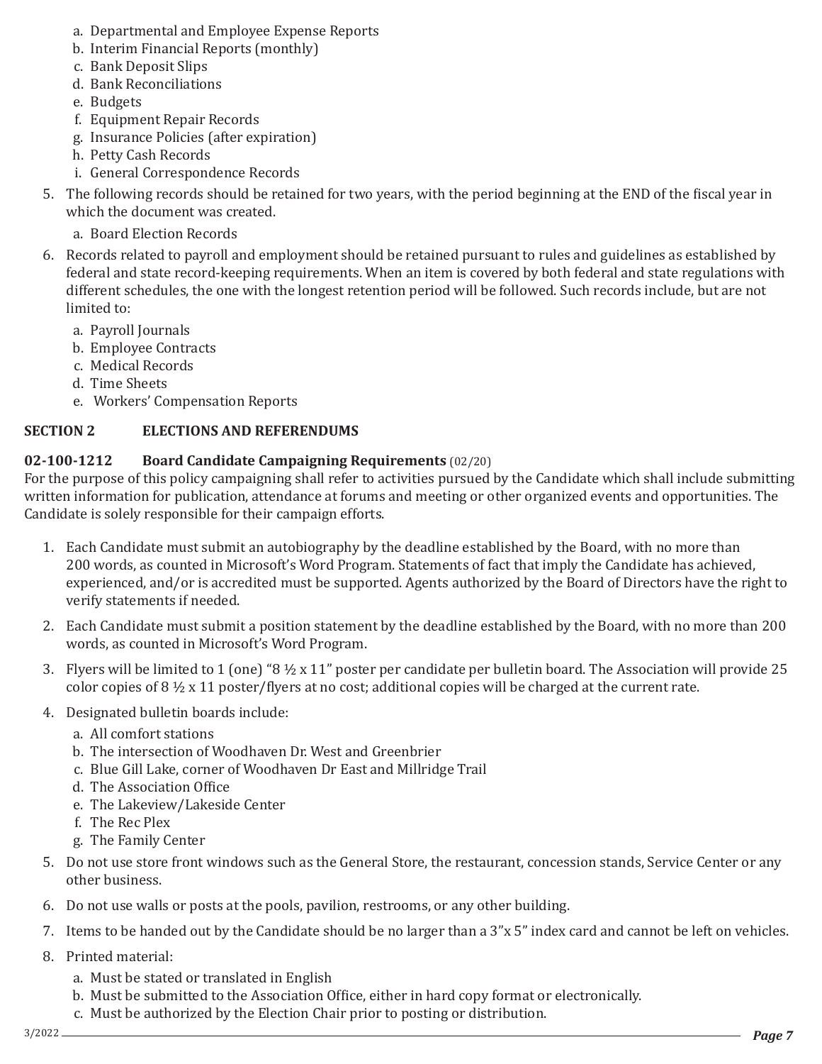a. Departmental and Employee Expense Reports
b. Interim Financial Reports (monthly)
c. Bank Deposit Slips
d. Bank Reconciliations
e. Budgets
f. Equipment Repair Records
g. Insurance Policies (after expiration)
h. Petty Cash Records
i. General Correspondence Records

5. The following records should be retained for two years, with the period beginning at the END of the fiscal year in which the document was created.

   a. Board Election Records

6. Records related to payroll and employment should be retained pursuant to rules and guidelines as established by federal and state record-keeping requirements. When an item is covered by both federal and state regulations with different schedules, the one with the longest retention period will be followed. Such records include, but are not limited to:

   a. Payroll Journals
   b. Employee Contracts
   c. Medical Records
   d. Time Sheets
   e. Workers' Compensation Reports

## SECTION 2 ELECTIONS AND REFERENDUMS

### 02-100-1212 Board Candidate Campaigning Requirements (02/20)

For the purpose of this policy campaigning shall refer to activities pursued by the Candidate which shall include submitting written information for publication, attendance at forums and meeting or other organized events and opportunities. The Candidate is solely responsible for their campaign efforts.

1. Each Candidate must submit an autobiography by the deadline established by the Board, with no more than 200 words, as counted in Microsoft's Word Program. Statements of fact that imply the Candidate has achieved, experienced, and/or is accredited must be supported. Agents authorized by the Board of Directors have the right to verify statements if needed.

2. Each Candidate must submit a position statement by the deadline established by the Board, with no more than 200 words, as counted in Microsoft's Word Program.

3. Flyers will be limited to 1 (one) "8 ½ x 11" poster per candidate per bulletin board. The Association will provide 25 color copies of 8 ½ x 11 poster/flyers at no cost; additional copies will be charged at the current rate.

4. Designated bulletin boards include:

   a. All comfort stations
   b. The intersection of Woodhaven Dr. West and Greenbrier
   c. Blue Gill Lake, corner of Woodhaven Dr East and Millridge Trail
   d. The Association Office
   e. The Lakeview/Lakeside Center
   f. The Rec Plex
   g. The Family Center

5. Do not use store front windows such as the General Store, the restaurant, concession stands, Service Center or any other business.

6. Do not use walls or posts at the pools, pavilion, restrooms, or any other building.

7. Items to be handed out by the Candidate should be no larger than a 3"x 5" index card and cannot be left on vehicles.

8. Printed material:

   a. Must be stated or translated in English
   b. Must be submitted to the Association Office, either in hard copy format or electronically.
   c. Must be authorized by the Election Chair prior to posting or distribution.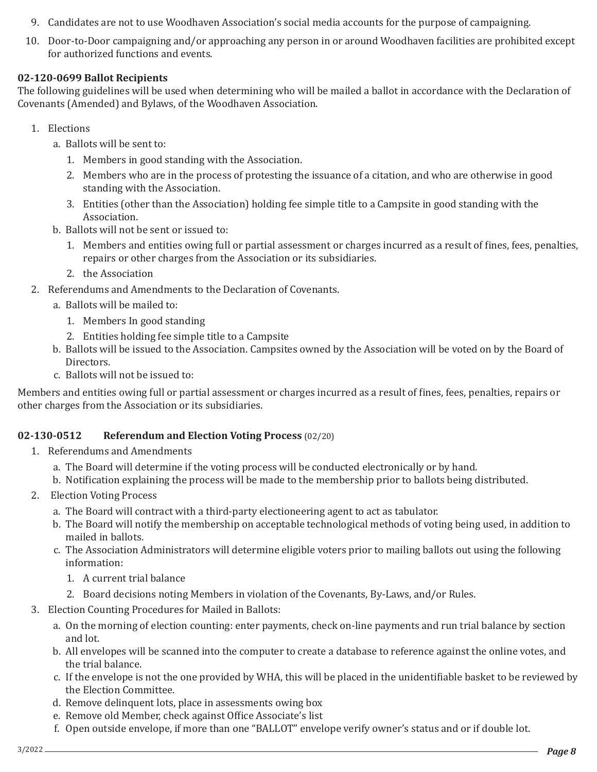9. Candidates are not to use Woodhaven Association's social media accounts for the purpose of campaigning.
10. Door-to-Door campaigning and/or approaching any person in or around Woodhaven facilities are prohibited except for authorized functions and events.

**02-120-0699 Ballot Recipients**

The following guidelines will be used when determining who will be mailed a ballot in accordance with the Declaration of Covenants (Amended) and Bylaws, of the Woodhaven Association.

1. Elections
   a. Ballots will be sent to:
      1. Members in good standing with the Association.
      2. Members who are in the process of protesting the issuance of a citation, and who are otherwise in good standing with the Association.
      3. Entities (other than the Association) holding fee simple title to a Campsite in good standing with the Association.

   b. Ballots will not be sent or issued to:
      1. Members and entities owing full or partial assessment or charges incurred as a result of fines, fees, penalties, repairs or other charges from the Association or its subsidiaries.
      2. the Association
2. Referendums and Amendments to the Declaration of Covenants.
   a. Ballots will be mailed to:
      1. Members In good standing
      2. Entities holding fee simple title to a Campsite

   b. Ballots will be issued to the Association. Campsites owned by the Association will be voted on by the Board of Directors.

   c. Ballots will not be issued to:

Members and entities owing full or partial assessment or charges incurred as a result of fines, fees, penalties, repairs or other charges from the Association or its subsidiaries.

**02-130-0512 Referendum and Election Voting Process** (02/20)

1. Referendums and Amendments
   a. The Board will determine if the voting process will be conducted electronically or by hand.
   b. Notification explaining the process will be made to the membership prior to ballots being distributed.
2. Election Voting Process
   a. The Board will contract with a third-party electioneering agent to act as tabulator.
   b. The Board will notify the membership on acceptable technological methods of voting being used, in addition to mailed in ballots.
   c. The Association Administrators will determine eligible voters prior to mailing ballots out using the following information:
      1. A current trial balance
      2. Board decisions noting Members in violation of the Covenants, By-Laws, and/or Rules.
3. Election Counting Procedures for Mailed in Ballots:
   a. On the morning of election counting: enter payments, check on-line payments and run trial balance by section and lot.
   b. All envelopes will be scanned into the computer to create a database to reference against the online votes, and the trial balance.
   c. If the envelope is not the one provided by WHA, this will be placed in the unidentifiable basket to be reviewed by the Election Committee.
   d. Remove delinquent lots, place in assessments owing box
   e. Remove old Member, check against Office Associate's list
   f. Open outside envelope, if more than one "BALLOT" envelope verify owner's status and or if double lot.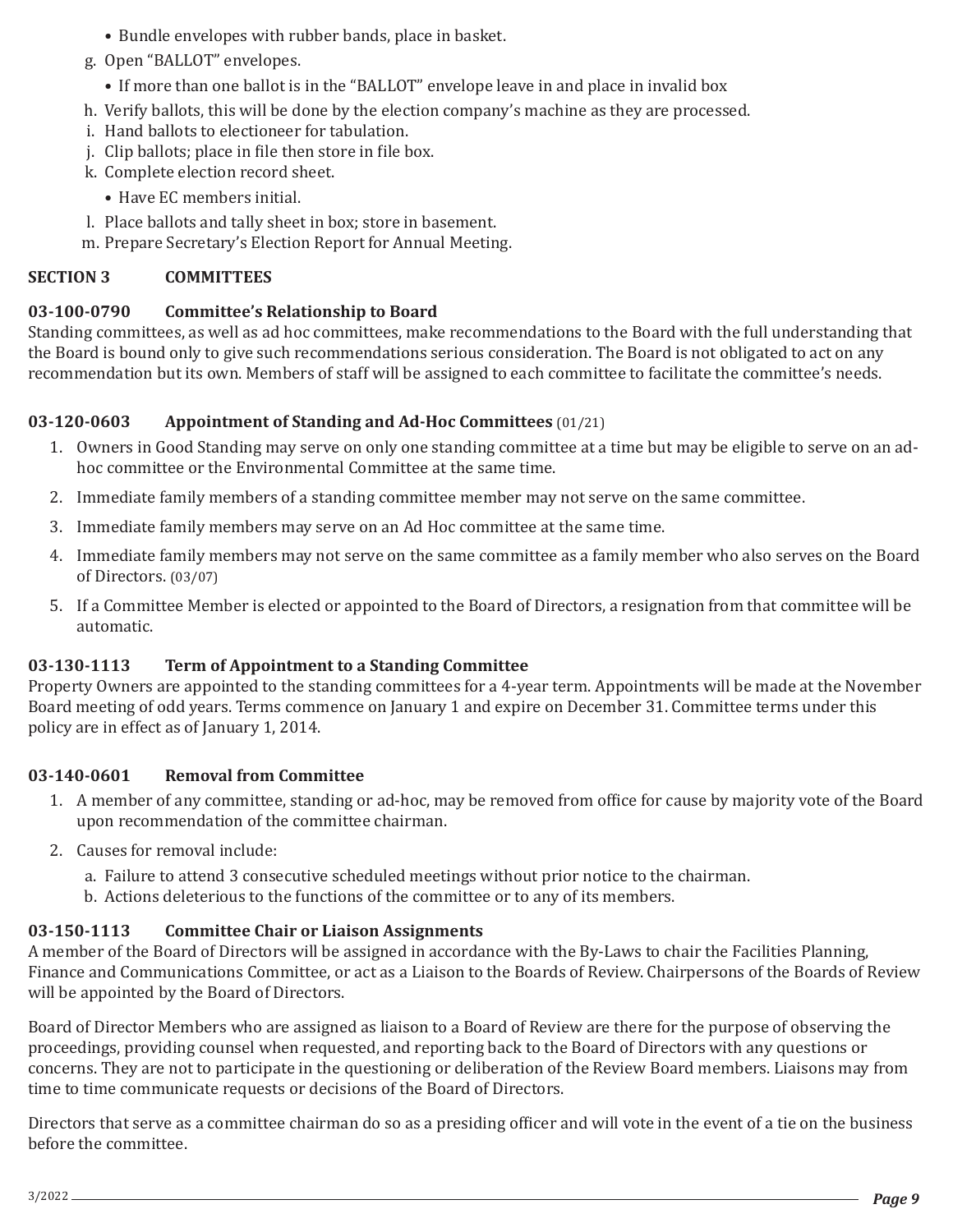- Bundle envelopes with rubber bands, place in basket.

g. Open "BALLOT" envelopes.
   - If more than one ballot is in the "BALLOT" envelope leave in and place in invalid box

h. Verify ballots, this will be done by the election company's machine as they are processed.

i. Hand ballots to electioneer for tabulation.

j. Clip ballots; place in file then store in file box.

k. Complete election record sheet.
   - Have EC members initial.

l. Place ballots and tally sheet in box; store in basement.

m. Prepare Secretary's Election Report for Annual Meeting.

## SECTION 3 COMMITTEES

### 03-100-0790 Committee's Relationship to Board

Standing committees, as well as ad hoc committees, make recommendations to the Board with the full understanding that the Board is bound only to give such recommendations serious consideration. The Board is not obligated to act on any recommendation but its own. Members of staff will be assigned to each committee to facilitate the committee's needs.

### 03-120-0603 Appointment of Standing and Ad-Hoc Committees (01/21)

1. Owners in Good Standing may serve on only one standing committee at a time but may be eligible to serve on an ad-hoc committee or the Environmental Committee at the same time.
2. Immediate family members of a standing committee member may not serve on the same committee.
3. Immediate family members may serve on an Ad Hoc committee at the same time.
4. Immediate family members may not serve on the same committee as a family member who also serves on the Board of Directors. (03/07)
5. If a Committee Member is elected or appointed to the Board of Directors, a resignation from that committee will be automatic.

### 03-130-1113 Term of Appointment to a Standing Committee

Property Owners are appointed to the standing committees for a 4-year term. Appointments will be made at the November Board meeting of odd years. Terms commence on January 1 and expire on December 31. Committee terms under this policy are in effect as of January 1, 2014.

### 03-140-0601 Removal from Committee

1. A member of any committee, standing or ad-hoc, may be removed from office for cause by majority vote of the Board upon recommendation of the committee chairman.
2. Causes for removal include:
   a. Failure to attend 3 consecutive scheduled meetings without prior notice to the chairman.
   b. Actions deleterious to the functions of the committee or to any of its members.

### 03-150-1113 Committee Chair or Liaison Assignments

A member of the Board of Directors will be assigned in accordance with the By-Laws to chair the Facilities Planning, Finance and Communications Committee, or act as a Liaison to the Boards of Review. Chairpersons of the Boards of Review will be appointed by the Board of Directors.

Board of Director Members who are assigned as liaison to a Board of Review are there for the purpose of observing the proceedings, providing counsel when requested, and reporting back to the Board of Directors with any questions or concerns. They are not to participate in the questioning or deliberation of the Review Board members. Liaisons may from time to time communicate requests or decisions of the Board of Directors.

Directors that serve as a committee chairman do so as a presiding officer and will vote in the event of a tie on the business before the committee.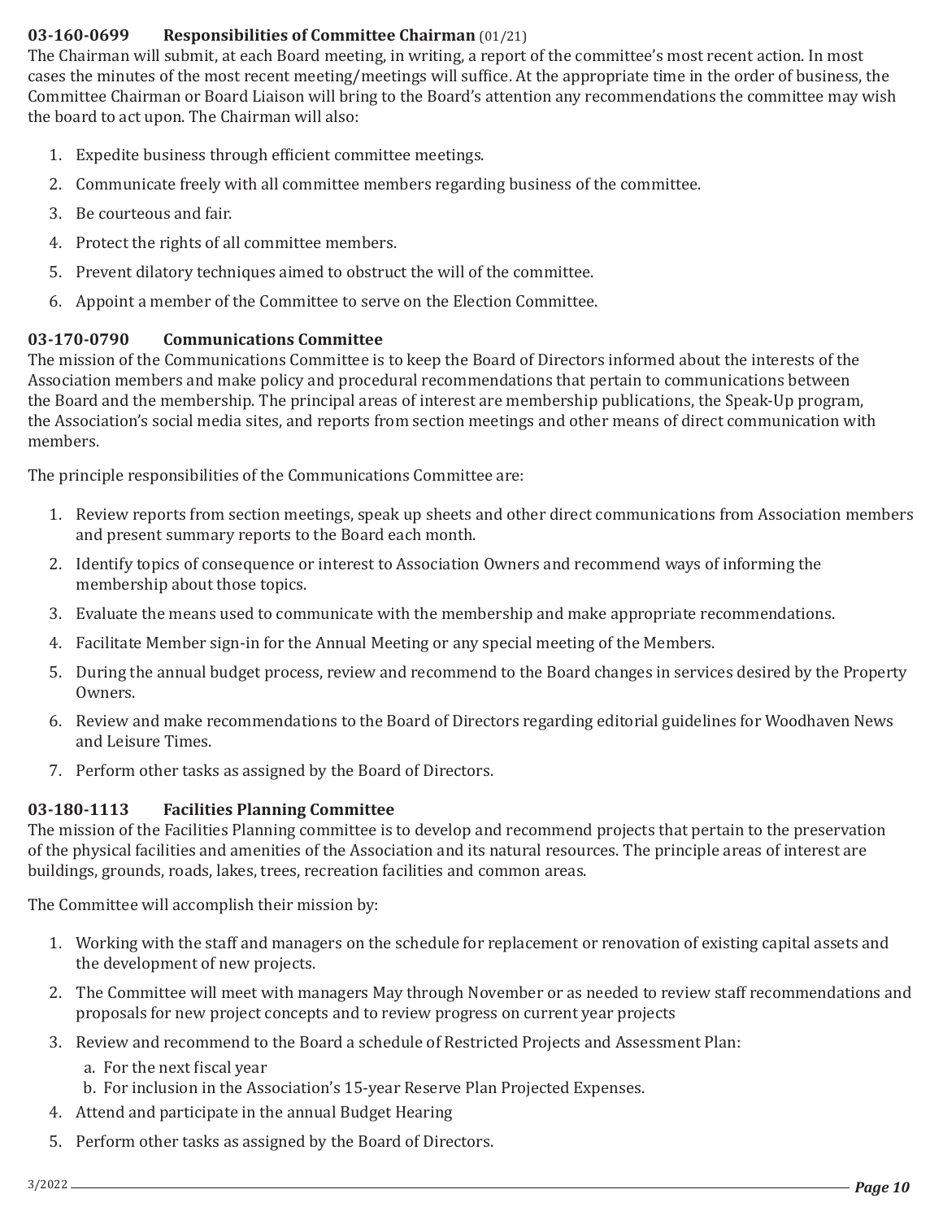### 03-160-0699 Responsibilities of Committee Chairman (01/21)

The Chairman will submit, at each Board meeting, in writing, a report of the committee's most recent action. In most cases the minutes of the most recent meeting/meetings will suffice. At the appropriate time in the order of business, the Committee Chairman or Board Liaison will bring to the Board's attention any recommendations the committee may wish the board to act upon. The Chairman will also:

1. Expedite business through efficient committee meetings.
2. Communicate freely with all committee members regarding business of the committee.
3. Be courteous and fair.
4. Protect the rights of all committee members.
5. Prevent dilatory techniques aimed to obstruct the will of the committee.
6. Appoint a member of the Committee to serve on the Election Committee.

### 03-170-0790 Communications Committee

The mission of the Communications Committee is to keep the Board of Directors informed about the interests of the Association members and make policy and procedural recommendations that pertain to communications between the Board and the membership. The principal areas of interest are membership publications, the Speak-Up program, the Association's social media sites, and reports from section meetings and other means of direct communication with members.

The principle responsibilities of the Communications Committee are:

1. Review reports from section meetings, speak up sheets and other direct communications from Association members and present summary reports to the Board each month.
2. Identify topics of consequence or interest to Association Owners and recommend ways of informing the membership about those topics.
3. Evaluate the means used to communicate with the membership and make appropriate recommendations.
4. Facilitate Member sign-in for the Annual Meeting or any special meeting of the Members.
5. During the annual budget process, review and recommend to the Board changes in services desired by the Property Owners.
6. Review and make recommendations to the Board of Directors regarding editorial guidelines for Woodhaven News and Leisure Times.
7. Perform other tasks as assigned by the Board of Directors.

### 03-180-1113 Facilities Planning Committee

The mission of the Facilities Planning committee is to develop and recommend projects that pertain to the preservation of the physical facilities and amenities of the Association and its natural resources. The principle areas of interest are buildings, grounds, roads, lakes, trees, recreation facilities and common areas.

The Committee will accomplish their mission by:

1. Working with the staff and managers on the schedule for replacement or renovation of existing capital assets and the development of new projects.
2. The Committee will meet with managers May through November or as needed to review staff recommendations and proposals for new project concepts and to review progress on current year projects
3. Review and recommend to the Board a schedule of Restricted Projects and Assessment Plan:
   a. For the next fiscal year
   b. For inclusion in the Association's 15-year Reserve Plan Projected Expenses.
4. Attend and participate in the annual Budget Hearing
5. Perform other tasks as assigned by the Board of Directors.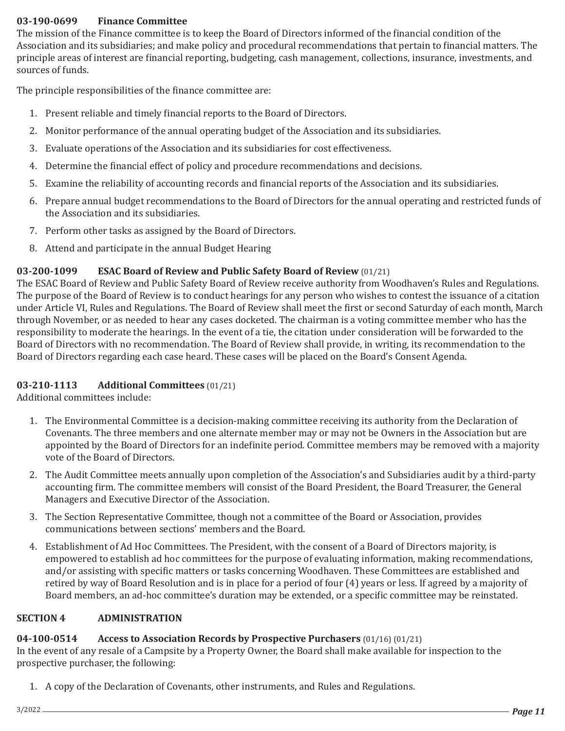### 03-190-0699 Finance Committee

The mission of the Finance committee is to keep the Board of Directors informed of the financial condition of the Association and its subsidiaries; and make policy and procedural recommendations that pertain to financial matters. The principle areas of interest are financial reporting, budgeting, cash management, collections, insurance, investments, and sources of funds.

The principle responsibilities of the finance committee are:

1. Present reliable and timely financial reports to the Board of Directors.
2. Monitor performance of the annual operating budget of the Association and its subsidiaries.
3. Evaluate operations of the Association and its subsidiaries for cost effectiveness.
4. Determine the financial effect of policy and procedure recommendations and decisions.
5. Examine the reliability of accounting records and financial reports of the Association and its subsidiaries.
6. Prepare annual budget recommendations to the Board of Directors for the annual operating and restricted funds of the Association and its subsidiaries.
7. Perform other tasks as assigned by the Board of Directors.
8. Attend and participate in the annual Budget Hearing

### 03-200-1099 ESAC Board of Review and Public Safety Board of Review (01/21)

The ESAC Board of Review and Public Safety Board of Review receive authority from Woodhaven's Rules and Regulations. The purpose of the Board of Review is to conduct hearings for any person who wishes to contest the issuance of a citation under Article VI, Rules and Regulations. The Board of Review shall meet the first or second Saturday of each month, March through November, or as needed to hear any cases docketed. The chairman is a voting committee member who has the responsibility to moderate the hearings. In the event of a tie, the citation under consideration will be forwarded to the Board of Directors with no recommendation. The Board of Review shall provide, in writing, its recommendation to the Board of Directors regarding each case heard. These cases will be placed on the Board's Consent Agenda.

### 03-210-1113 Additional Committees (01/21)

Additional committees include:

1. The Environmental Committee is a decision-making committee receiving its authority from the Declaration of Covenants. The three members and one alternate member may or may not be Owners in the Association but are appointed by the Board of Directors for an indefinite period. Committee members may be removed with a majority vote of the Board of Directors.
2. The Audit Committee meets annually upon completion of the Association's and Subsidiaries audit by a third-party accounting firm. The committee members will consist of the Board President, the Board Treasurer, the General Managers and Executive Director of the Association.
3. The Section Representative Committee, though not a committee of the Board or Association, provides communications between sections' members and the Board.
4. Establishment of Ad Hoc Committees. The President, with the consent of a Board of Directors majority, is empowered to establish ad hoc committees for the purpose of evaluating information, making recommendations, and/or assisting with specific matters or tasks concerning Woodhaven. These Committees are established and retired by way of Board Resolution and is in place for a period of four (4) years or less. If agreed by a majority of Board members, an ad-hoc committee's duration may be extended, or a specific committee may be reinstated.

## SECTION 4 ADMINISTRATION

### 04-100-0514 Access to Association Records by Prospective Purchasers (01/16) (01/21)

In the event of any resale of a Campsite by a Property Owner, the Board shall make available for inspection to the prospective purchaser, the following:

1. A copy of the Declaration of Covenants, other instruments, and Rules and Regulations.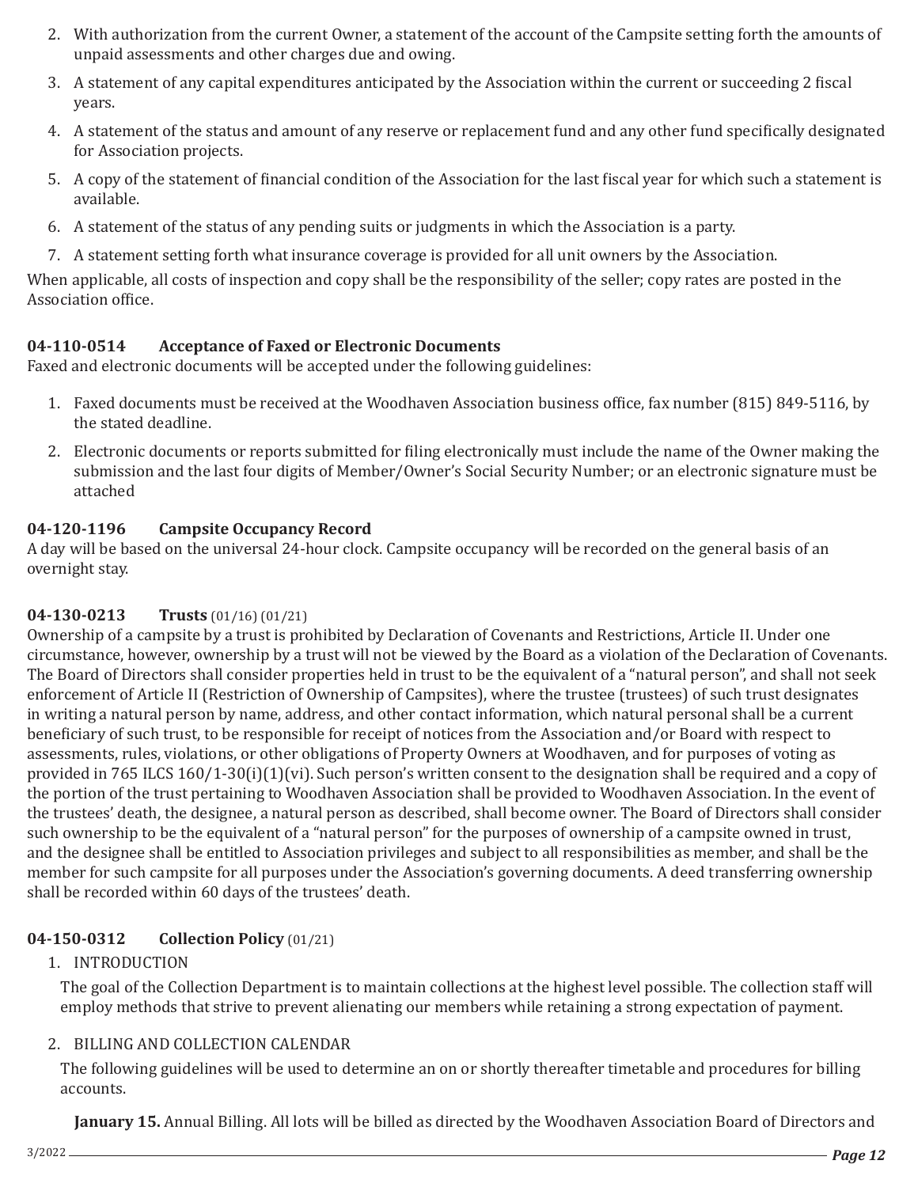2. With authorization from the current Owner, a statement of the account of the Campsite setting forth the amounts of unpaid assessments and other charges due and owing.
3. A statement of any capital expenditures anticipated by the Association within the current or succeeding 2 fiscal years.
4. A statement of the status and amount of any reserve or replacement fund and any other fund specifically designated for Association projects.
5. A copy of the statement of financial condition of the Association for the last fiscal year for which such a statement is available.
6. A statement of the status of any pending suits or judgments in which the Association is a party.
7. A statement setting forth what insurance coverage is provided for all unit owners by the Association.

When applicable, all costs of inspection and copy shall be the responsibility of the seller; copy rates are posted in the Association office.

### 04-110-0514 Acceptance of Faxed or Electronic Documents

Faxed and electronic documents will be accepted under the following guidelines:

1. Faxed documents must be received at the Woodhaven Association business office, fax number (815) 849-5116, by the stated deadline.
2. Electronic documents or reports submitted for filing electronically must include the name of the Owner making the submission and the last four digits of Member/Owner's Social Security Number; or an electronic signature must be attached

### 04-120-1196 Campsite Occupancy Record

A day will be based on the universal 24-hour clock. Campsite occupancy will be recorded on the general basis of an overnight stay.

### 04-130-0213 Trusts (01/16) (01/21)

Ownership of a campsite by a trust is prohibited by Declaration of Covenants and Restrictions, Article II. Under one circumstance, however, ownership by a trust will not be viewed by the Board as a violation of the Declaration of Covenants. The Board of Directors shall consider properties held in trust to be the equivalent of a "natural person", and shall not seek enforcement of Article II (Restriction of Ownership of Campsites), where the trustee (trustees) of such trust designates in writing a natural person by name, address, and other contact information, which natural personal shall be a current beneficiary of such trust, to be responsible for receipt of notices from the Association and/or Board with respect to assessments, rules, violations, or other obligations of Property Owners at Woodhaven, and for purposes of voting as provided in 765 ILCS 160/1-30(i)(1)(vi). Such person's written consent to the designation shall be required and a copy of the portion of the trust pertaining to Woodhaven Association shall be provided to Woodhaven Association. In the event of the trustees' death, the designee, a natural person as described, shall become owner. The Board of Directors shall consider such ownership to be the equivalent of a "natural person" for the purposes of ownership of a campsite owned in trust, and the designee shall be entitled to Association privileges and subject to all responsibilities as member, and shall be the member for such campsite for all purposes under the Association's governing documents. A deed transferring ownership shall be recorded within 60 days of the trustees' death.

### 04-150-0312 Collection Policy (01/21)

1. INTRODUCTION

   The goal of the Collection Department is to maintain collections at the highest level possible. The collection staff will employ methods that strive to prevent alienating our members while retaining a strong expectation of payment.

2. BILLING AND COLLECTION CALENDAR

   The following guidelines will be used to determine an on or shortly thereafter timetable and procedures for billing accounts.

   **January 15.** Annual Billing. All lots will be billed as directed by the Woodhaven Association Board of Directors and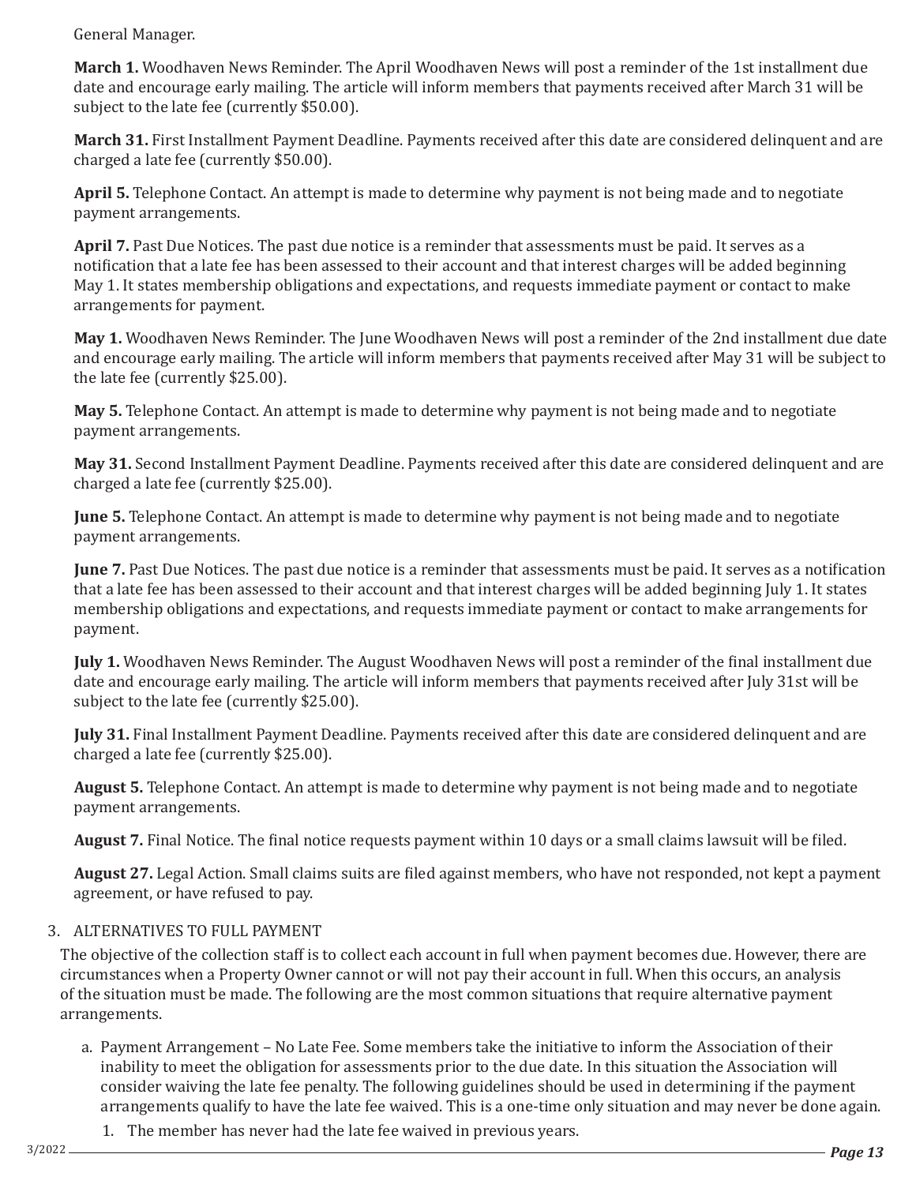General Manager.

**March 1.** Woodhaven News Reminder. The April Woodhaven News will post a reminder of the 1st installment due date and encourage early mailing. The article will inform members that payments received after March 31 will be subject to the late fee (currently $50.00).

**March 31.** First Installment Payment Deadline. Payments received after this date are considered delinquent and are charged a late fee (currently $50.00).

**April 5.** Telephone Contact. An attempt is made to determine why payment is not being made and to negotiate payment arrangements.

**April 7.** Past Due Notices. The past due notice is a reminder that assessments must be paid. It serves as a notification that a late fee has been assessed to their account and that interest charges will be added beginning May 1. It states membership obligations and expectations, and requests immediate payment or contact to make arrangements for payment.

**May 1.** Woodhaven News Reminder. The June Woodhaven News will post a reminder of the 2nd installment due date and encourage early mailing. The article will inform members that payments received after May 31 will be subject to the late fee (currently $25.00).

**May 5.** Telephone Contact. An attempt is made to determine why payment is not being made and to negotiate payment arrangements.

**May 31.** Second Installment Payment Deadline. Payments received after this date are considered delinquent and are charged a late fee (currently $25.00).

**June 5.** Telephone Contact. An attempt is made to determine why payment is not being made and to negotiate payment arrangements.

**June 7.** Past Due Notices. The past due notice is a reminder that assessments must be paid. It serves as a notification that a late fee has been assessed to their account and that interest charges will be added beginning July 1. It states membership obligations and expectations, and requests immediate payment or contact to make arrangements for payment.

**July 1.** Woodhaven News Reminder. The August Woodhaven News will post a reminder of the final installment due date and encourage early mailing. The article will inform members that payments received after July 31st will be subject to the late fee (currently $25.00).

**July 31.** Final Installment Payment Deadline. Payments received after this date are considered delinquent and are charged a late fee (currently $25.00).

**August 5.** Telephone Contact. An attempt is made to determine why payment is not being made and to negotiate payment arrangements.

**August 7.** Final Notice. The final notice requests payment within 10 days or a small claims lawsuit will be filed.

**August 27.** Legal Action. Small claims suits are filed against members, who have not responded, not kept a payment agreement, or have refused to pay.

3. ALTERNATIVES TO FULL PAYMENT

The objective of the collection staff is to collect each account in full when payment becomes due. However, there are circumstances when a Property Owner cannot or will not pay their account in full. When this occurs, an analysis of the situation must be made. The following are the most common situations that require alternative payment arrangements.

a. Payment Arrangement – No Late Fee. Some members take the initiative to inform the Association of their inability to meet the obligation for assessments prior to the due date. In this situation the Association will consider waiving the late fee penalty. The following guidelines should be used in determining if the payment arrangements qualify to have the late fee waived. This is a one-time only situation and may never be done again.

   1. The member has never had the late fee waived in previous years.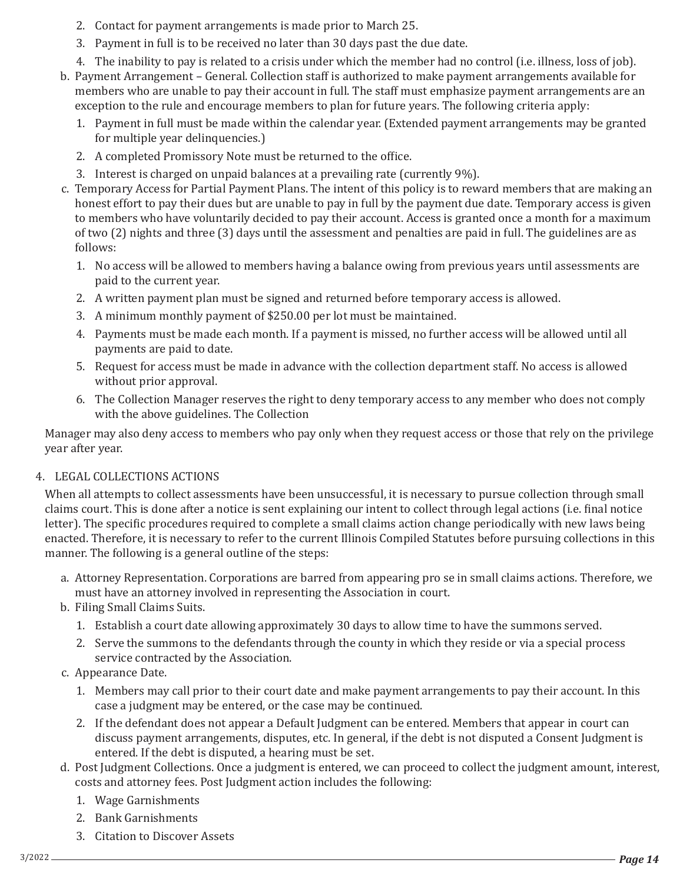2. Contact for payment arrangements is made prior to March 25.
3. Payment in full is to be received no later than 30 days past the due date.
4. The inability to pay is related to a crisis under which the member had no control (i.e. illness, loss of job).

b. Payment Arrangement – General. Collection staff is authorized to make payment arrangements available for members who are unable to pay their account in full. The staff must emphasize payment arrangements are an exception to the rule and encourage members to plan for future years. The following criteria apply:

   1. Payment in full must be made within the calendar year. (Extended payment arrangements may be granted for multiple year delinquencies.)
   2. A completed Promissory Note must be returned to the office.
   3. Interest is charged on unpaid balances at a prevailing rate (currently 9%).

c. Temporary Access for Partial Payment Plans. The intent of this policy is to reward members that are making an honest effort to pay their dues but are unable to pay in full by the payment due date. Temporary access is given to members who have voluntarily decided to pay their account. Access is granted once a month for a maximum of two (2) nights and three (3) days until the assessment and penalties are paid in full. The guidelines are as follows:

   1. No access will be allowed to members having a balance owing from previous years until assessments are paid to the current year.
   2. A written payment plan must be signed and returned before temporary access is allowed.
   3. A minimum monthly payment of $250.00 per lot must be maintained.
   4. Payments must be made each month. If a payment is missed, no further access will be allowed until all payments are paid to date.
   5. Request for access must be made in advance with the collection department staff. No access is allowed without prior approval.
   6. The Collection Manager reserves the right to deny temporary access to any member who does not comply with the above guidelines. The Collection

Manager may also deny access to members who pay only when they request access or those that rely on the privilege year after year.

4. LEGAL COLLECTIONS ACTIONS

When all attempts to collect assessments have been unsuccessful, it is necessary to pursue collection through small claims court. This is done after a notice is sent explaining our intent to collect through legal actions (i.e. final notice letter). The specific procedures required to complete a small claims action change periodically with new laws being enacted. Therefore, it is necessary to refer to the current Illinois Compiled Statutes before pursuing collections in this manner. The following is a general outline of the steps:

a. Attorney Representation. Corporations are barred from appearing pro se in small claims actions. Therefore, we must have an attorney involved in representing the Association in court.

b. Filing Small Claims Suits.

   1. Establish a court date allowing approximately 30 days to allow time to have the summons served.
   2. Serve the summons to the defendants through the county in which they reside or via a special process service contracted by the Association.

c. Appearance Date.

   1. Members may call prior to their court date and make payment arrangements to pay their account. In this case a judgment may be entered, or the case may be continued.
   2. If the defendant does not appear a Default Judgment can be entered. Members that appear in court can discuss payment arrangements, disputes, etc. In general, if the debt is not disputed a Consent Judgment is entered. If the debt is disputed, a hearing must be set.

d. Post Judgment Collections. Once a judgment is entered, we can proceed to collect the judgment amount, interest, costs and attorney fees. Post Judgment action includes the following:

   1. Wage Garnishments
   2. Bank Garnishments
   3. Citation to Discover Assets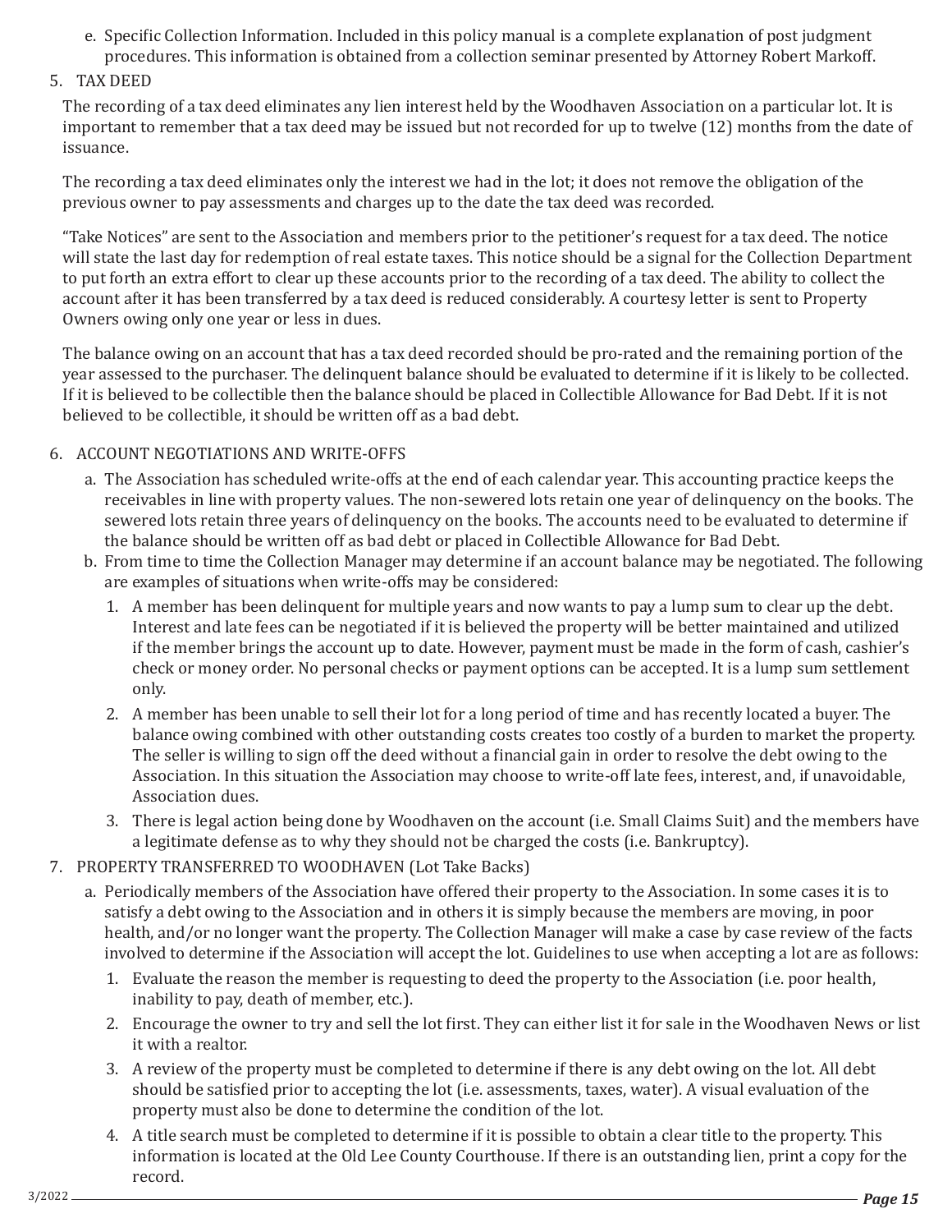e. Specific Collection Information. Included in this policy manual is a complete explanation of post judgment procedures. This information is obtained from a collection seminar presented by Attorney Robert Markoff.

5. TAX DEED

The recording of a tax deed eliminates any lien interest held by the Woodhaven Association on a particular lot. It is important to remember that a tax deed may be issued but not recorded for up to twelve (12) months from the date of issuance.

The recording a tax deed eliminates only the interest we had in the lot; it does not remove the obligation of the previous owner to pay assessments and charges up to the date the tax deed was recorded.

"Take Notices" are sent to the Association and members prior to the petitioner's request for a tax deed. The notice will state the last day for redemption of real estate taxes. This notice should be a signal for the Collection Department to put forth an extra effort to clear up these accounts prior to the recording of a tax deed. The ability to collect the account after it has been transferred by a tax deed is reduced considerably. A courtesy letter is sent to Property Owners owing only one year or less in dues.

The balance owing on an account that has a tax deed recorded should be pro-rated and the remaining portion of the year assessed to the purchaser. The delinquent balance should be evaluated to determine if it is likely to be collected. If it is believed to be collectible then the balance should be placed in Collectible Allowance for Bad Debt. If it is not believed to be collectible, it should be written off as a bad debt.

6. ACCOUNT NEGOTIATIONS AND WRITE-OFFS

   a. The Association has scheduled write-offs at the end of each calendar year. This accounting practice keeps the receivables in line with property values. The non-sewered lots retain one year of delinquency on the books. The sewered lots retain three years of delinquency on the books. The accounts need to be evaluated to determine if the balance should be written off as bad debt or placed in Collectible Allowance for Bad Debt.
   b. From time to time the Collection Manager may determine if an account balance may be negotiated. The following are examples of situations when write-offs may be considered:
      1. A member has been delinquent for multiple years and now wants to pay a lump sum to clear up the debt. Interest and late fees can be negotiated if it is believed the property will be better maintained and utilized if the member brings the account up to date. However, payment must be made in the form of cash, cashier's check or money order. No personal checks or payment options can be accepted. It is a lump sum settlement only.
      2. A member has been unable to sell their lot for a long period of time and has recently located a buyer. The balance owing combined with other outstanding costs creates too costly of a burden to market the property. The seller is willing to sign off the deed without a financial gain in order to resolve the debt owing to the Association. In this situation the Association may choose to write-off late fees, interest, and, if unavoidable, Association dues.
      3. There is legal action being done by Woodhaven on the account (i.e. Small Claims Suit) and the members have a legitimate defense as to why they should not be charged the costs (i.e. Bankruptcy).

7. PROPERTY TRANSFERRED TO WOODHAVEN (Lot Take Backs)

   a. Periodically members of the Association have offered their property to the Association. In some cases it is to satisfy a debt owing to the Association and in others it is simply because the members are moving, in poor health, and/or no longer want the property. The Collection Manager will make a case by case review of the facts involved to determine if the Association will accept the lot. Guidelines to use when accepting a lot are as follows:
      1. Evaluate the reason the member is requesting to deed the property to the Association (i.e. poor health, inability to pay, death of member, etc.).
      2. Encourage the owner to try and sell the lot first. They can either list it for sale in the Woodhaven News or list it with a realtor.
      3. A review of the property must be completed to determine if there is any debt owing on the lot. All debt should be satisfied prior to accepting the lot (i.e. assessments, taxes, water). A visual evaluation of the property must also be done to determine the condition of the lot.
      4. A title search must be completed to determine if it is possible to obtain a clear title to the property. This information is located at the Old Lee County Courthouse. If there is an outstanding lien, print a copy for the record.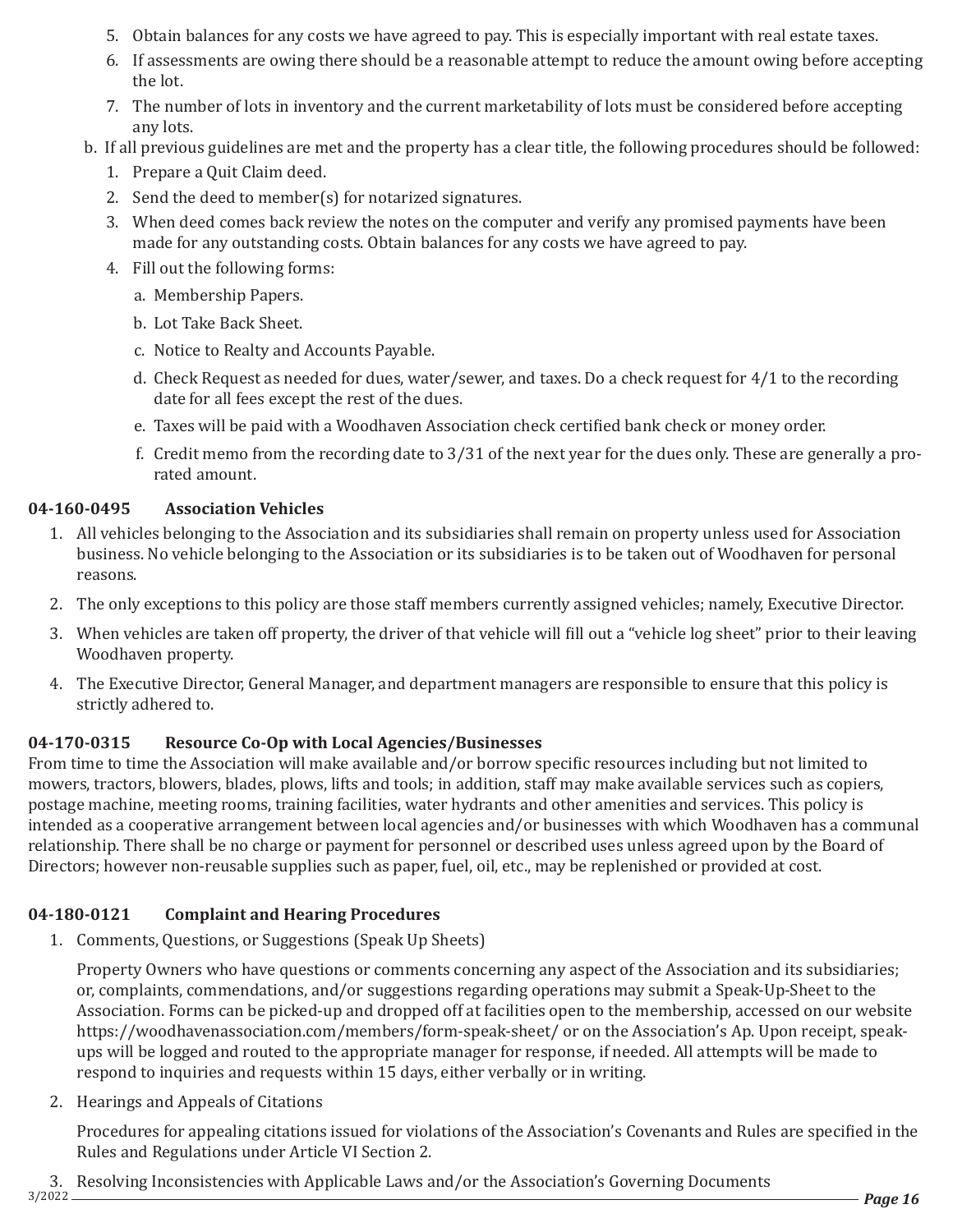5. Obtain balances for any costs we have agreed to pay. This is especially important with real estate taxes.
6. If assessments are owing there should be a reasonable attempt to reduce the amount owing before accepting the lot.
7. The number of lots in inventory and the current marketability of lots must be considered before accepting any lots.

b. If all previous guidelines are met and the property has a clear title, the following procedures should be followed:

1. Prepare a Quit Claim deed.
2. Send the deed to member(s) for notarized signatures.
3. When deed comes back review the notes on the computer and verify any promised payments have been made for any outstanding costs. Obtain balances for any costs we have agreed to pay.
4. Fill out the following forms:
   a. Membership Papers.
   b. Lot Take Back Sheet.
   c. Notice to Realty and Accounts Payable.
   d. Check Request as needed for dues, water/sewer, and taxes. Do a check request for 4/1 to the recording date for all fees except the rest of the dues.
   e. Taxes will be paid with a Woodhaven Association check certified bank check or money order.
   f. Credit memo from the recording date to 3/31 of the next year for the dues only. These are generally a pro-rated amount.

### 04-160-0495 Association Vehicles

1. All vehicles belonging to the Association and its subsidiaries shall remain on property unless used for Association business. No vehicle belonging to the Association or its subsidiaries is to be taken out of Woodhaven for personal reasons.
2. The only exceptions to this policy are those staff members currently assigned vehicles; namely, Executive Director.
3. When vehicles are taken off property, the driver of that vehicle will fill out a "vehicle log sheet" prior to their leaving Woodhaven property.
4. The Executive Director, General Manager, and department managers are responsible to ensure that this policy is strictly adhered to.

### 04-170-0315 Resource Co-Op with Local Agencies/Businesses

From time to time the Association will make available and/or borrow specific resources including but not limited to mowers, tractors, blowers, blades, plows, lifts and tools; in addition, staff may make available services such as copiers, postage machine, meeting rooms, training facilities, water hydrants and other amenities and services. This policy is intended as a cooperative arrangement between local agencies and/or businesses with which Woodhaven has a communal relationship. There shall be no charge or payment for personnel or described uses unless agreed upon by the Board of Directors; however non-reusable supplies such as paper, fuel, oil, etc., may be replenished or provided at cost.

### 04-180-0121 Complaint and Hearing Procedures

1. Comments, Questions, or Suggestions (Speak Up Sheets)

   Property Owners who have questions or comments concerning any aspect of the Association and its subsidiaries; or, complaints, commendations, and/or suggestions regarding operations may submit a Speak-Up-Sheet to the Association. Forms can be picked-up and dropped off at facilities open to the membership, accessed on our website https://woodhavenassociation.com/members/form-speak-sheet/ or on the Association's Ap. Upon receipt, speak-ups will be logged and routed to the appropriate manager for response, if needed. All attempts will be made to respond to inquiries and requests within 15 days, either verbally or in writing.

2. Hearings and Appeals of Citations

   Procedures for appealing citations issued for violations of the Association's Covenants and Rules are specified in the Rules and Regulations under Article VI Section 2.

3. Resolving Inconsistencies with Applicable Laws and/or the Association's Governing Documents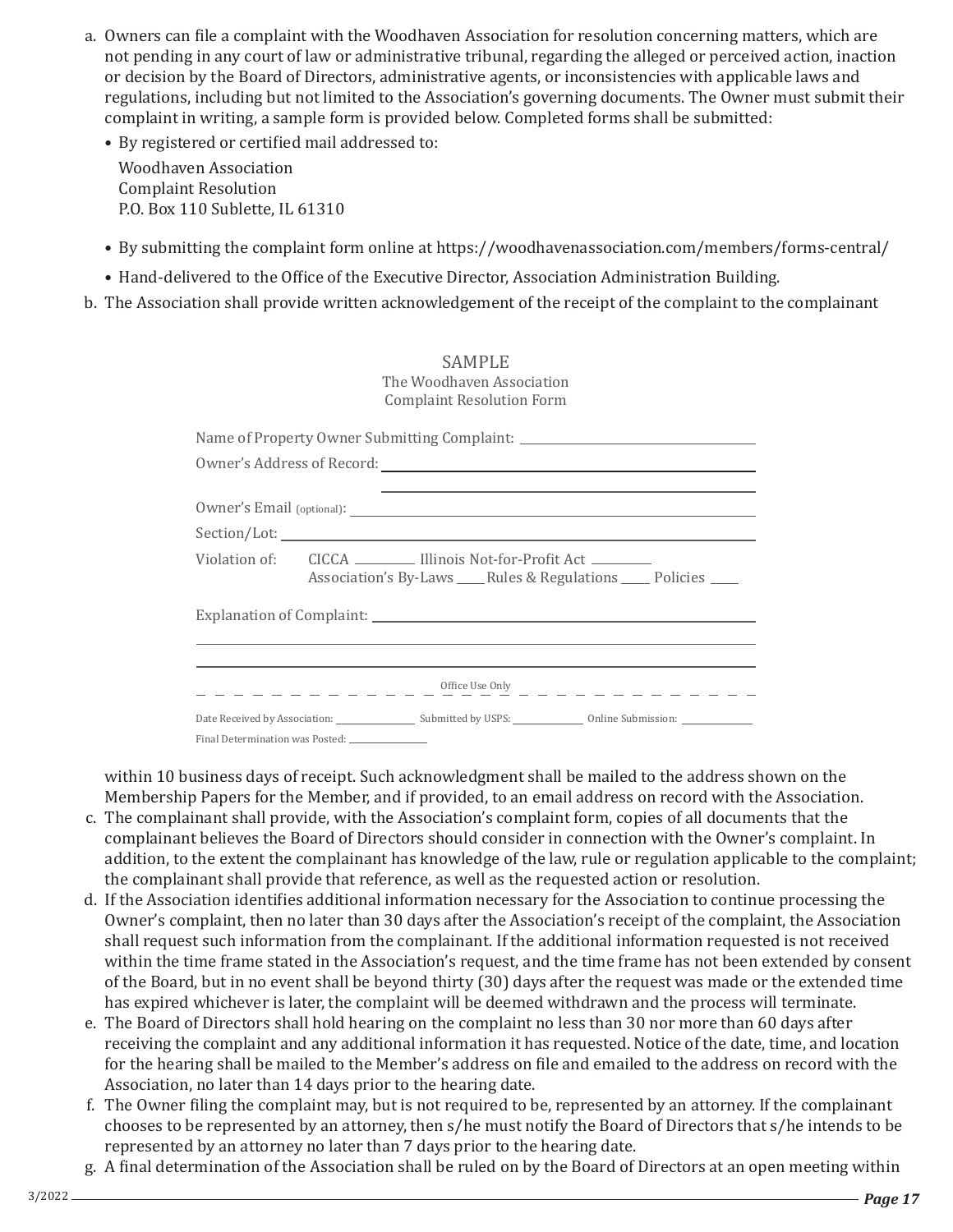a. Owners can file a complaint with the Woodhaven Association for resolution concerning matters, which are not pending in any court of law or administrative tribunal, regarding the alleged or perceived action, inaction or decision by the Board of Directors, administrative agents, or inconsistencies with applicable laws and regulations, including but not limited to the Association's governing documents. The Owner must submit their complaint in writing, a sample form is provided below. Completed forms shall be submitted:

   - By registered or certified mail addressed to:

     Woodhaven Association
     Complaint Resolution
     P.O. Box 110 Sublette, IL 61310

   - By submitting the complaint form online at https://woodhavenassociation.com/members/forms-central/
   - Hand-delivered to the Office of the Executive Director, Association Administration Building.

b. The Association shall provide written acknowledgement of the receipt of the complaint to the complainant

SAMPLE
The Woodhaven Association
Complaint Resolution Form

Name of Property Owner Submitting Complaint: ____________________

Owner's Address of Record: ____________________

____________________

Owner's Email (optional): ____________________

Section/Lot: ____________________

Violation of: CICCA ________ Illinois Not-for-Profit Act ________
Association's By-Laws ____ Rules & Regulations ____ Policies ____

Explanation of Complaint: ____________________

____________________

____________________

Office Use Only

Date Received by Association: ____________ Submitted by USPS: ____________ Online Submission: ____________

Final Determination was Posted: ____________

within 10 business days of receipt. Such acknowledgment shall be mailed to the address shown on the Membership Papers for the Member, and if provided, to an email address on record with the Association.

c. The complainant shall provide, with the Association's complaint form, copies of all documents that the complainant believes the Board of Directors should consider in connection with the Owner's complaint. In addition, to the extent the complainant has knowledge of the law, rule or regulation applicable to the complaint; the complainant shall provide that reference, as well as the requested action or resolution.

d. If the Association identifies additional information necessary for the Association to continue processing the Owner's complaint, then no later than 30 days after the Association's receipt of the complaint, the Association shall request such information from the complainant. If the additional information requested is not received within the time frame stated in the Association's request, and the time frame has not been extended by consent of the Board, but in no event shall be beyond thirty (30) days after the request was made or the extended time has expired whichever is later, the complaint will be deemed withdrawn and the process will terminate.

e. The Board of Directors shall hold hearing on the complaint no less than 30 nor more than 60 days after receiving the complaint and any additional information it has requested. Notice of the date, time, and location for the hearing shall be mailed to the Member's address on file and emailed to the address on record with the Association, no later than 14 days prior to the hearing date.

f. The Owner filing the complaint may, but is not required to be, represented by an attorney. If the complainant chooses to be represented by an attorney, then s/he must notify the Board of Directors that s/he intends to be represented by an attorney no later than 7 days prior to the hearing date.

g. A final determination of the Association shall be ruled on by the Board of Directors at an open meeting within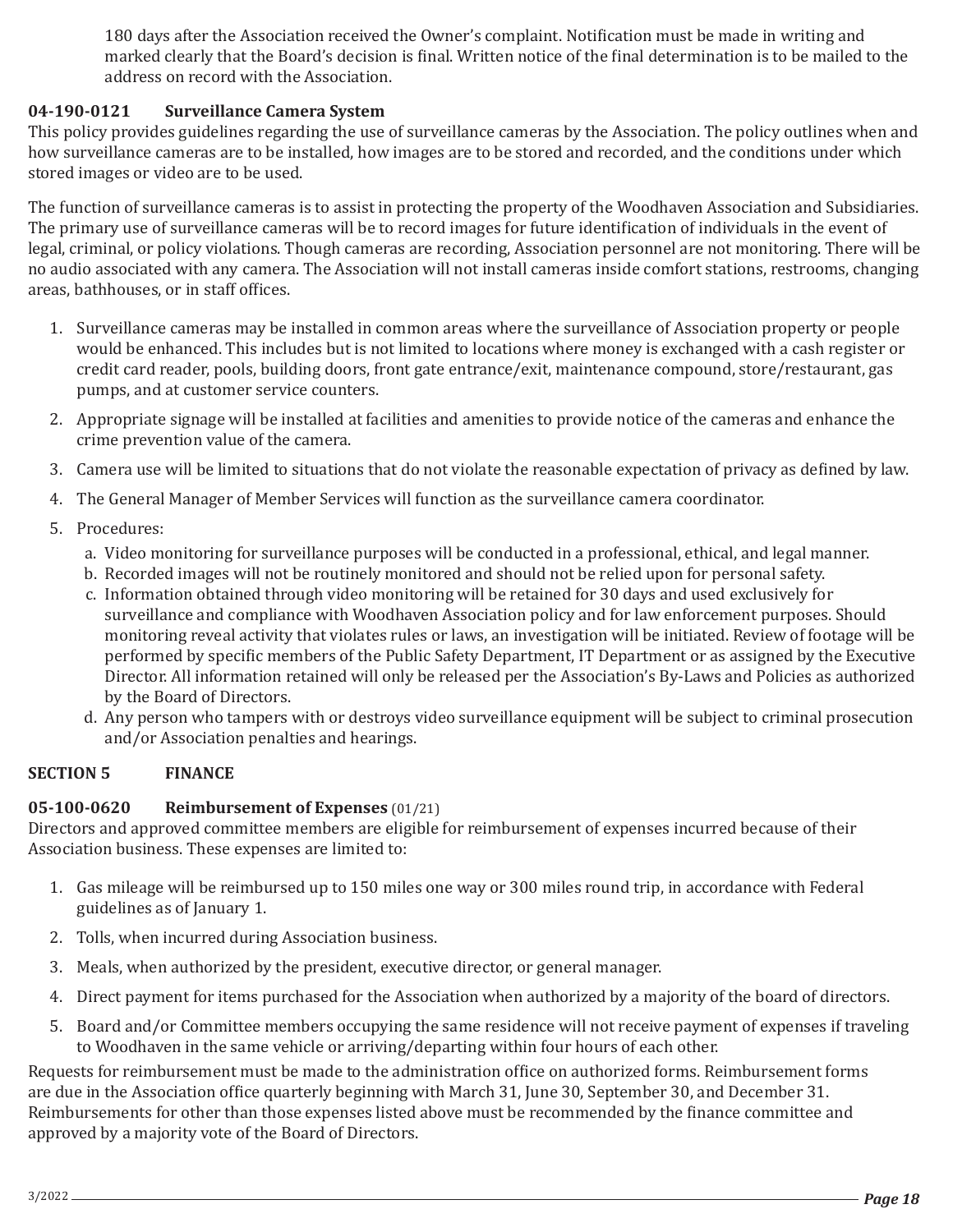180 days after the Association received the Owner's complaint. Notification must be made in writing and marked clearly that the Board's decision is final. Written notice of the final determination is to be mailed to the address on record with the Association.

### 04-190-0121 Surveillance Camera System

This policy provides guidelines regarding the use of surveillance cameras by the Association. The policy outlines when and how surveillance cameras are to be installed, how images are to be stored and recorded, and the conditions under which stored images or video are to be used.

The function of surveillance cameras is to assist in protecting the property of the Woodhaven Association and Subsidiaries. The primary use of surveillance cameras will be to record images for future identification of individuals in the event of legal, criminal, or policy violations. Though cameras are recording, Association personnel are not monitoring. There will be no audio associated with any camera. The Association will not install cameras inside comfort stations, restrooms, changing areas, bathhouses, or in staff offices.

1. Surveillance cameras may be installed in common areas where the surveillance of Association property or people would be enhanced. This includes but is not limited to locations where money is exchanged with a cash register or credit card reader, pools, building doors, front gate entrance/exit, maintenance compound, store/restaurant, gas pumps, and at customer service counters.
2. Appropriate signage will be installed at facilities and amenities to provide notice of the cameras and enhance the crime prevention value of the camera.
3. Camera use will be limited to situations that do not violate the reasonable expectation of privacy as defined by law.
4. The General Manager of Member Services will function as the surveillance camera coordinator.
5. Procedures:
   a. Video monitoring for surveillance purposes will be conducted in a professional, ethical, and legal manner.
   b. Recorded images will not be routinely monitored and should not be relied upon for personal safety.
   c. Information obtained through video monitoring will be retained for 30 days and used exclusively for surveillance and compliance with Woodhaven Association policy and for law enforcement purposes. Should monitoring reveal activity that violates rules or laws, an investigation will be initiated. Review of footage will be performed by specific members of the Public Safety Department, IT Department or as assigned by the Executive Director. All information retained will only be released per the Association's By-Laws and Policies as authorized by the Board of Directors.
   d. Any person who tampers with or destroys video surveillance equipment will be subject to criminal prosecution and/or Association penalties and hearings.

## SECTION 5 FINANCE

### 05-100-0620 Reimbursement of Expenses (01/21)

Directors and approved committee members are eligible for reimbursement of expenses incurred because of their Association business. These expenses are limited to:

1. Gas mileage will be reimbursed up to 150 miles one way or 300 miles round trip, in accordance with Federal guidelines as of January 1.
2. Tolls, when incurred during Association business.
3. Meals, when authorized by the president, executive director, or general manager.
4. Direct payment for items purchased for the Association when authorized by a majority of the board of directors.
5. Board and/or Committee members occupying the same residence will not receive payment of expenses if traveling to Woodhaven in the same vehicle or arriving/departing within four hours of each other.

Requests for reimbursement must be made to the administration office on authorized forms. Reimbursement forms are due in the Association office quarterly beginning with March 31, June 30, September 30, and December 31. Reimbursements for other than those expenses listed above must be recommended by the finance committee and approved by a majority vote of the Board of Directors.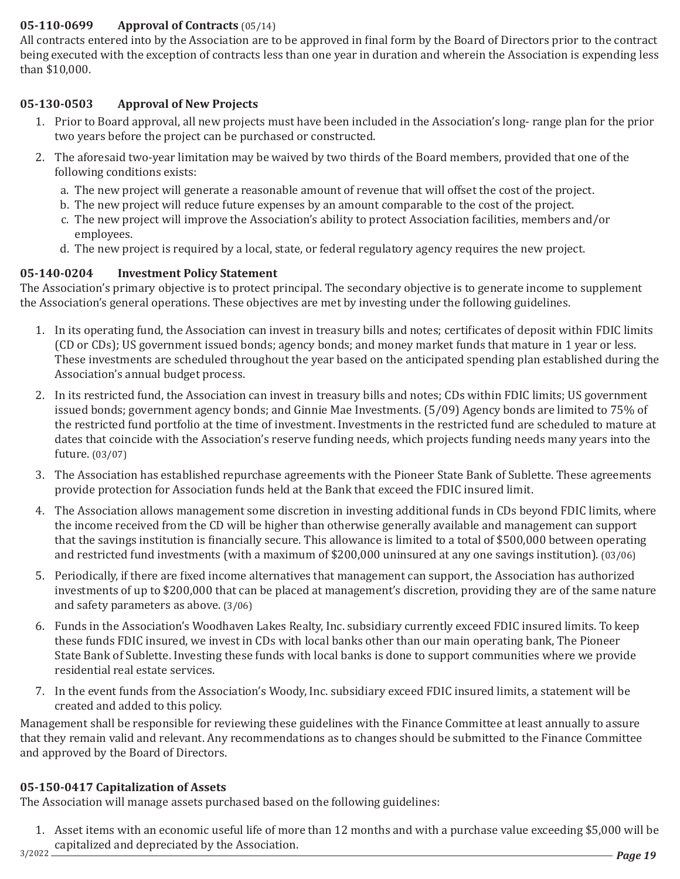**05-110-0699 Approval of Contracts** (05/14)
All contracts entered into by the Association are to be approved in final form by the Board of Directors prior to the contract being executed with the exception of contracts less than one year in duration and wherein the Association is expending less than $10,000.

**05-130-0503 Approval of New Projects**

1. Prior to Board approval, all new projects must have been included in the Association's long- range plan for the prior two years before the project can be purchased or constructed.
2. The aforesaid two-year limitation may be waived by two thirds of the Board members, provided that one of the following conditions exists:
   a. The new project will generate a reasonable amount of revenue that will offset the cost of the project.
   b. The new project will reduce future expenses by an amount comparable to the cost of the project.
   c. The new project will improve the Association's ability to protect Association facilities, members and/or employees.
   d. The new project is required by a local, state, or federal regulatory agency requires the new project.

**05-140-0204 Investment Policy Statement**
The Association's primary objective is to protect principal. The secondary objective is to generate income to supplement the Association's general operations. These objectives are met by investing under the following guidelines.

1. In its operating fund, the Association can invest in treasury bills and notes; certificates of deposit within FDIC limits (CD or CDs); US government issued bonds; agency bonds; and money market funds that mature in 1 year or less. These investments are scheduled throughout the year based on the anticipated spending plan established during the Association's annual budget process.
2. In its restricted fund, the Association can invest in treasury bills and notes; CDs within FDIC limits; US government issued bonds; government agency bonds; and Ginnie Mae Investments. (5/09) Agency bonds are limited to 75% of the restricted fund portfolio at the time of investment. Investments in the restricted fund are scheduled to mature at dates that coincide with the Association's reserve funding needs, which projects funding needs many years into the future. (03/07)
3. The Association has established repurchase agreements with the Pioneer State Bank of Sublette. These agreements provide protection for Association funds held at the Bank that exceed the FDIC insured limit.
4. The Association allows management some discretion in investing additional funds in CDs beyond FDIC limits, where the income received from the CD will be higher than otherwise generally available and management can support that the savings institution is financially secure. This allowance is limited to a total of $500,000 between operating and restricted fund investments (with a maximum of $200,000 uninsured at any one savings institution). (03/06)
5. Periodically, if there are fixed income alternatives that management can support, the Association has authorized investments of up to $200,000 that can be placed at management's discretion, providing they are of the same nature and safety parameters as above. (3/06)
6. Funds in the Association's Woodhaven Lakes Realty, Inc. subsidiary currently exceed FDIC insured limits. To keep these funds FDIC insured, we invest in CDs with local banks other than our main operating bank, The Pioneer State Bank of Sublette. Investing these funds with local banks is done to support communities where we provide residential real estate services.
7. In the event funds from the Association's Woody, Inc. subsidiary exceed FDIC insured limits, a statement will be created and added to this policy.

Management shall be responsible for reviewing these guidelines with the Finance Committee at least annually to assure that they remain valid and relevant. Any recommendations as to changes should be submitted to the Finance Committee and approved by the Board of Directors.

**05-150-0417 Capitalization of Assets**
The Association will manage assets purchased based on the following guidelines:

1. Asset items with an economic useful life of more than 12 months and with a purchase value exceeding $5,000 will be capitalized and depreciated by the Association.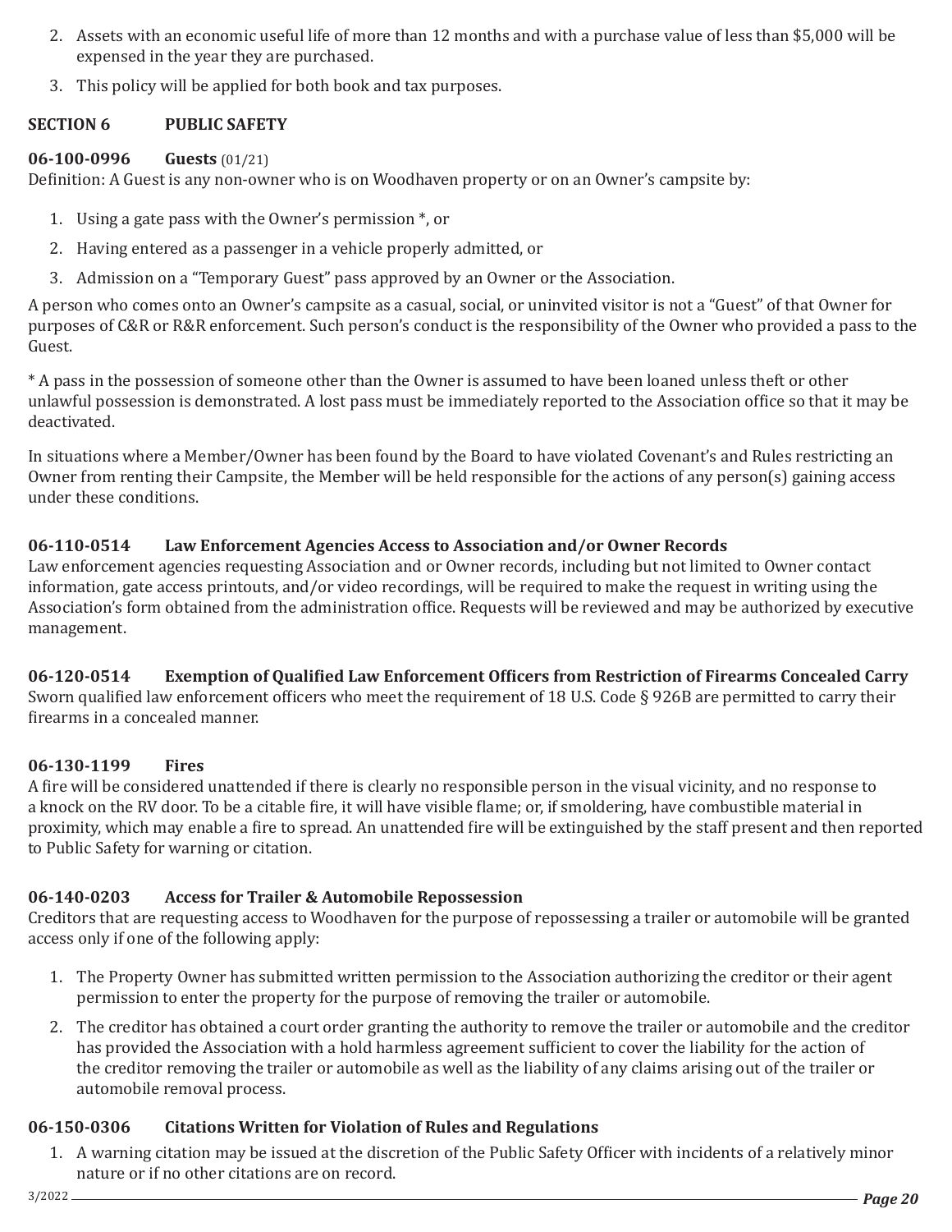2. Assets with an economic useful life of more than 12 months and with a purchase value of less than $5,000 will be expensed in the year they are purchased.
3. This policy will be applied for both book and tax purposes.

## SECTION 6 PUBLIC SAFETY

### 06-100-0996 Guests (01/21)

Definition: A Guest is any non-owner who is on Woodhaven property or on an Owner's campsite by:

1. Using a gate pass with the Owner's permission *, or
2. Having entered as a passenger in a vehicle properly admitted, or
3. Admission on a "Temporary Guest" pass approved by an Owner or the Association.

A person who comes onto an Owner's campsite as a casual, social, or uninvited visitor is not a "Guest" of that Owner for purposes of C&R or R&R enforcement. Such person's conduct is the responsibility of the Owner who provided a pass to the Guest.

* A pass in the possession of someone other than the Owner is assumed to have been loaned unless theft or other unlawful possession is demonstrated. A lost pass must be immediately reported to the Association office so that it may be deactivated.

In situations where a Member/Owner has been found by the Board to have violated Covenant's and Rules restricting an Owner from renting their Campsite, the Member will be held responsible for the actions of any person(s) gaining access under these conditions.

### 06-110-0514 Law Enforcement Agencies Access to Association and/or Owner Records

Law enforcement agencies requesting Association and or Owner records, including but not limited to Owner contact information, gate access printouts, and/or video recordings, will be required to make the request in writing using the Association's form obtained from the administration office. Requests will be reviewed and may be authorized by executive management.

### 06-120-0514 Exemption of Qualified Law Enforcement Officers from Restriction of Firearms Concealed Carry

Sworn qualified law enforcement officers who meet the requirement of 18 U.S. Code § 926B are permitted to carry their firearms in a concealed manner.

### 06-130-1199 Fires

A fire will be considered unattended if there is clearly no responsible person in the visual vicinity, and no response to a knock on the RV door. To be a citable fire, it will have visible flame; or, if smoldering, have combustible material in proximity, which may enable a fire to spread. An unattended fire will be extinguished by the staff present and then reported to Public Safety for warning or citation.

### 06-140-0203 Access for Trailer & Automobile Repossession

Creditors that are requesting access to Woodhaven for the purpose of repossessing a trailer or automobile will be granted access only if one of the following apply:

1. The Property Owner has submitted written permission to the Association authorizing the creditor or their agent permission to enter the property for the purpose of removing the trailer or automobile.
2. The creditor has obtained a court order granting the authority to remove the trailer or automobile and the creditor has provided the Association with a hold harmless agreement sufficient to cover the liability for the action of the creditor removing the trailer or automobile as well as the liability of any claims arising out of the trailer or automobile removal process.

### 06-150-0306 Citations Written for Violation of Rules and Regulations

1. A warning citation may be issued at the discretion of the Public Safety Officer with incidents of a relatively minor nature or if no other citations are on record.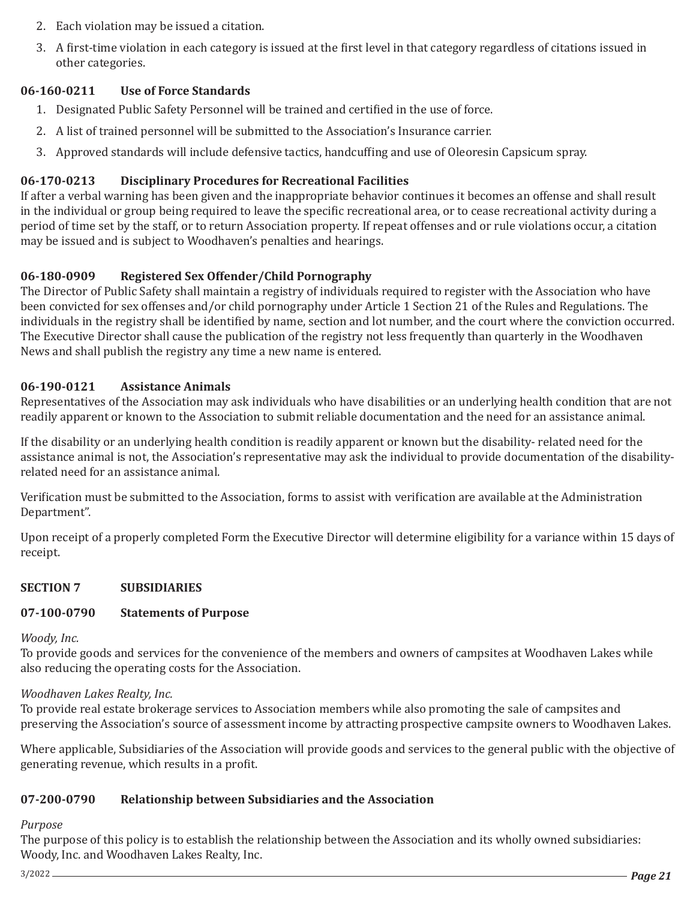2. Each violation may be issued a citation.
3. A first-time violation in each category is issued at the first level in that category regardless of citations issued in other categories.

### 06-160-0211 Use of Force Standards

1. Designated Public Safety Personnel will be trained and certified in the use of force.
2. A list of trained personnel will be submitted to the Association's Insurance carrier.
3. Approved standards will include defensive tactics, handcuffing and use of Oleoresin Capsicum spray.

### 06-170-0213 Disciplinary Procedures for Recreational Facilities

If after a verbal warning has been given and the inappropriate behavior continues it becomes an offense and shall result in the individual or group being required to leave the specific recreational area, or to cease recreational activity during a period of time set by the staff, or to return Association property. If repeat offenses and or rule violations occur, a citation may be issued and is subject to Woodhaven's penalties and hearings.

### 06-180-0909 Registered Sex Offender/Child Pornography

The Director of Public Safety shall maintain a registry of individuals required to register with the Association who have been convicted for sex offenses and/or child pornography under Article 1 Section 21 of the Rules and Regulations. The individuals in the registry shall be identified by name, section and lot number, and the court where the conviction occurred. The Executive Director shall cause the publication of the registry not less frequently than quarterly in the Woodhaven News and shall publish the registry any time a new name is entered.

### 06-190-0121 Assistance Animals

Representatives of the Association may ask individuals who have disabilities or an underlying health condition that are not readily apparent or known to the Association to submit reliable documentation and the need for an assistance animal.

If the disability or an underlying health condition is readily apparent or known but the disability- related need for the assistance animal is not, the Association's representative may ask the individual to provide documentation of the disability-related need for an assistance animal.

Verification must be submitted to the Association, forms to assist with verification are available at the Administration Department".

Upon receipt of a properly completed Form the Executive Director will determine eligibility for a variance within 15 days of receipt.

## SECTION 7 SUBSIDIARIES

### 07-100-0790 Statements of Purpose

*Woody, Inc.*
To provide goods and services for the convenience of the members and owners of campsites at Woodhaven Lakes while also reducing the operating costs for the Association.

*Woodhaven Lakes Realty, Inc.*
To provide real estate brokerage services to Association members while also promoting the sale of campsites and preserving the Association's source of assessment income by attracting prospective campsite owners to Woodhaven Lakes.

Where applicable, Subsidiaries of the Association will provide goods and services to the general public with the objective of generating revenue, which results in a profit.

### 07-200-0790 Relationship between Subsidiaries and the Association

*Purpose*
The purpose of this policy is to establish the relationship between the Association and its wholly owned subsidiaries: Woody, Inc. and Woodhaven Lakes Realty, Inc.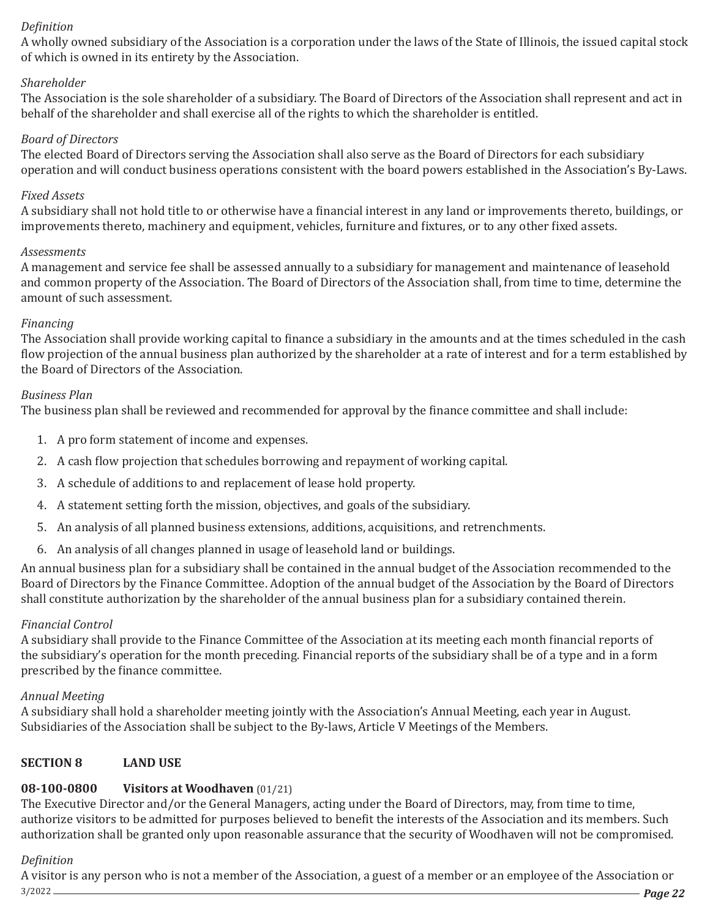*Definition*
A wholly owned subsidiary of the Association is a corporation under the laws of the State of Illinois, the issued capital stock of which is owned in its entirety by the Association.

*Shareholder*
The Association is the sole shareholder of a subsidiary. The Board of Directors of the Association shall represent and act in behalf of the shareholder and shall exercise all of the rights to which the shareholder is entitled.

*Board of Directors*
The elected Board of Directors serving the Association shall also serve as the Board of Directors for each subsidiary operation and will conduct business operations consistent with the board powers established in the Association's By-Laws.

*Fixed Assets*
A subsidiary shall not hold title to or otherwise have a financial interest in any land or improvements thereto, buildings, or improvements thereto, machinery and equipment, vehicles, furniture and fixtures, or to any other fixed assets.

*Assessments*
A management and service fee shall be assessed annually to a subsidiary for management and maintenance of leasehold and common property of the Association. The Board of Directors of the Association shall, from time to time, determine the amount of such assessment.

*Financing*
The Association shall provide working capital to finance a subsidiary in the amounts and at the times scheduled in the cash flow projection of the annual business plan authorized by the shareholder at a rate of interest and for a term established by the Board of Directors of the Association.

*Business Plan*
The business plan shall be reviewed and recommended for approval by the finance committee and shall include:

1. A pro form statement of income and expenses.
2. A cash flow projection that schedules borrowing and repayment of working capital.
3. A schedule of additions to and replacement of lease hold property.
4. A statement setting forth the mission, objectives, and goals of the subsidiary.
5. An analysis of all planned business extensions, additions, acquisitions, and retrenchments.
6. An analysis of all changes planned in usage of leasehold land or buildings.

An annual business plan for a subsidiary shall be contained in the annual budget of the Association recommended to the Board of Directors by the Finance Committee. Adoption of the annual budget of the Association by the Board of Directors shall constitute authorization by the shareholder of the annual business plan for a subsidiary contained therein.

*Financial Control*
A subsidiary shall provide to the Finance Committee of the Association at its meeting each month financial reports of the subsidiary's operation for the month preceding. Financial reports of the subsidiary shall be of a type and in a form prescribed by the finance committee.

*Annual Meeting*
A subsidiary shall hold a shareholder meeting jointly with the Association's Annual Meeting, each year in August. Subsidiaries of the Association shall be subject to the By-laws, Article V Meetings of the Members.

## SECTION 8 LAND USE

### 08-100-0800 Visitors at Woodhaven (01/21)

The Executive Director and/or the General Managers, acting under the Board of Directors, may, from time to time, authorize visitors to be admitted for purposes believed to benefit the interests of the Association and its members. Such authorization shall be granted only upon reasonable assurance that the security of Woodhaven will not be compromised.

*Definition*
A visitor is any person who is not a member of the Association, a guest of a member or an employee of the Association or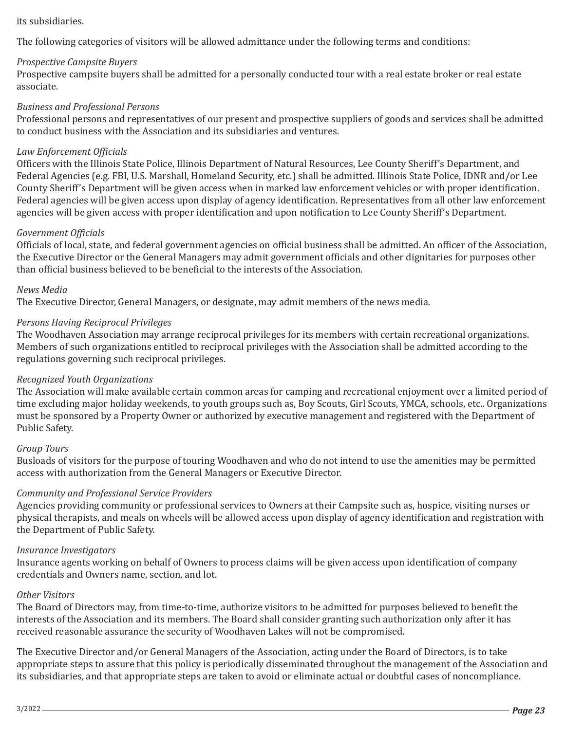its subsidiaries.

The following categories of visitors will be allowed admittance under the following terms and conditions:

*Prospective Campsite Buyers*
Prospective campsite buyers shall be admitted for a personally conducted tour with a real estate broker or real estate associate.

*Business and Professional Persons*
Professional persons and representatives of our present and prospective suppliers of goods and services shall be admitted to conduct business with the Association and its subsidiaries and ventures.

*Law Enforcement Officials*
Officers with the Illinois State Police, Illinois Department of Natural Resources, Lee County Sheriff's Department, and Federal Agencies (e.g. FBI, U.S. Marshall, Homeland Security, etc.) shall be admitted. Illinois State Police, IDNR and/or Lee County Sheriff's Department will be given access when in marked law enforcement vehicles or with proper identification. Federal agencies will be given access upon display of agency identification. Representatives from all other law enforcement agencies will be given access with proper identification and upon notification to Lee County Sheriff's Department.

*Government Officials*
Officials of local, state, and federal government agencies on official business shall be admitted. An officer of the Association, the Executive Director or the General Managers may admit government officials and other dignitaries for purposes other than official business believed to be beneficial to the interests of the Association.

*News Media*
The Executive Director, General Managers, or designate, may admit members of the news media.

*Persons Having Reciprocal Privileges*
The Woodhaven Association may arrange reciprocal privileges for its members with certain recreational organizations. Members of such organizations entitled to reciprocal privileges with the Association shall be admitted according to the regulations governing such reciprocal privileges.

*Recognized Youth Organizations*
The Association will make available certain common areas for camping and recreational enjoyment over a limited period of time excluding major holiday weekends, to youth groups such as, Boy Scouts, Girl Scouts, YMCA, schools, etc.. Organizations must be sponsored by a Property Owner or authorized by executive management and registered with the Department of Public Safety.

*Group Tours*
Busloads of visitors for the purpose of touring Woodhaven and who do not intend to use the amenities may be permitted access with authorization from the General Managers or Executive Director.

*Community and Professional Service Providers*
Agencies providing community or professional services to Owners at their Campsite such as, hospice, visiting nurses or physical therapists, and meals on wheels will be allowed access upon display of agency identification and registration with the Department of Public Safety.

*Insurance Investigators*
Insurance agents working on behalf of Owners to process claims will be given access upon identification of company credentials and Owners name, section, and lot.

*Other Visitors*
The Board of Directors may, from time-to-time, authorize visitors to be admitted for purposes believed to benefit the interests of the Association and its members. The Board shall consider granting such authorization only after it has received reasonable assurance the security of Woodhaven Lakes will not be compromised.

The Executive Director and/or General Managers of the Association, acting under the Board of Directors, is to take appropriate steps to assure that this policy is periodically disseminated throughout the management of the Association and its subsidiaries, and that appropriate steps are taken to avoid or eliminate actual or doubtful cases of noncompliance.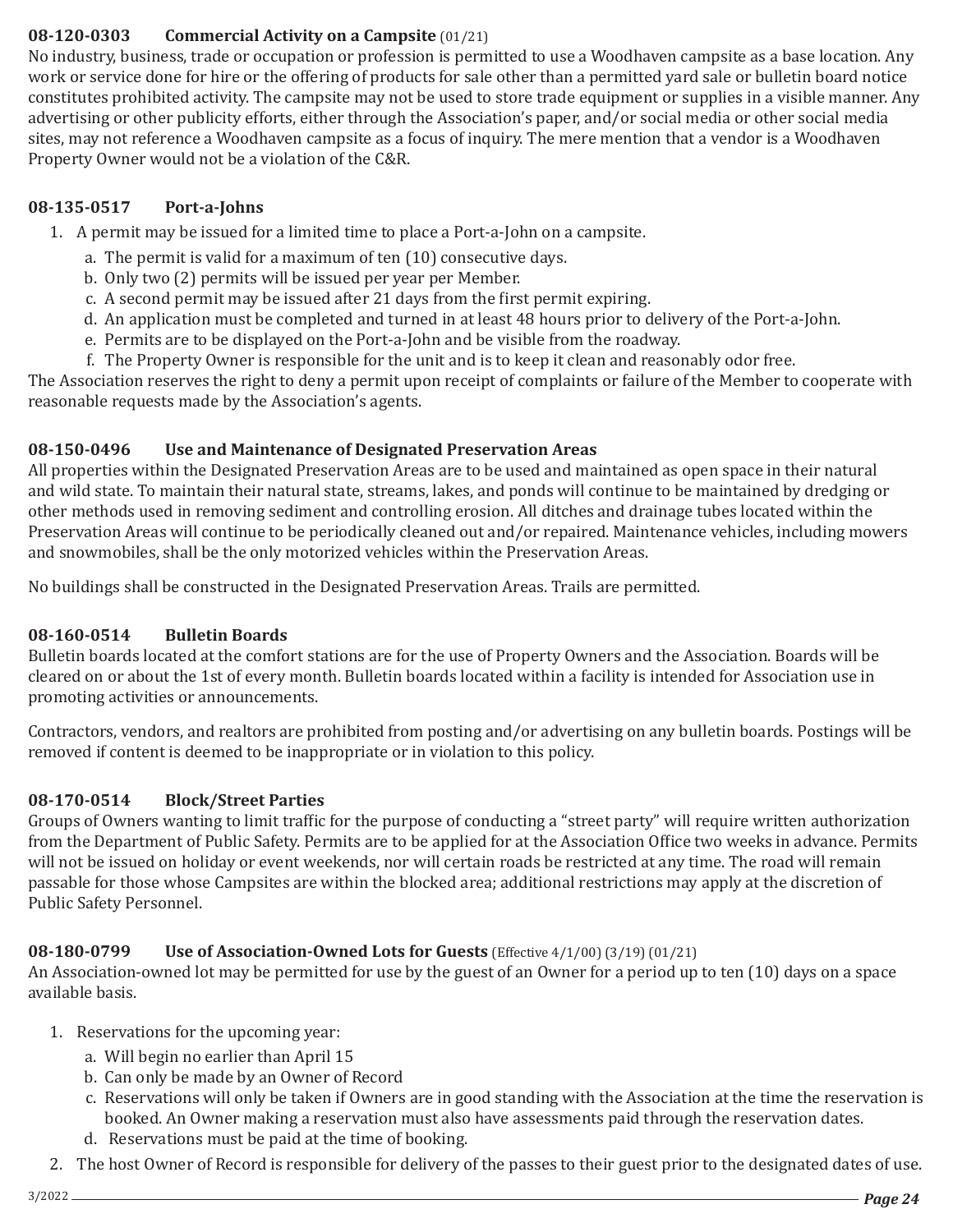### 08-120-0303 Commercial Activity on a Campsite (01/21)

No industry, business, trade or occupation or profession is permitted to use a Woodhaven campsite as a base location. Any work or service done for hire or the offering of products for sale other than a permitted yard sale or bulletin board notice constitutes prohibited activity. The campsite may not be used to store trade equipment or supplies in a visible manner. Any advertising or other publicity efforts, either through the Association's paper, and/or social media or other social media sites, may not reference a Woodhaven campsite as a focus of inquiry. The mere mention that a vendor is a Woodhaven Property Owner would not be a violation of the C&R.

### 08-135-0517 Port-a-Johns

1. A permit may be issued for a limited time to place a Port-a-John on a campsite.
   a. The permit is valid for a maximum of ten (10) consecutive days.
   b. Only two (2) permits will be issued per year per Member.
   c. A second permit may be issued after 21 days from the first permit expiring.
   d. An application must be completed and turned in at least 48 hours prior to delivery of the Port-a-John.
   e. Permits are to be displayed on the Port-a-John and be visible from the roadway.
   f. The Property Owner is responsible for the unit and is to keep it clean and reasonably odor free.

The Association reserves the right to deny a permit upon receipt of complaints or failure of the Member to cooperate with reasonable requests made by the Association's agents.

### 08-150-0496 Use and Maintenance of Designated Preservation Areas

All properties within the Designated Preservation Areas are to be used and maintained as open space in their natural and wild state. To maintain their natural state, streams, lakes, and ponds will continue to be maintained by dredging or other methods used in removing sediment and controlling erosion. All ditches and drainage tubes located within the Preservation Areas will continue to be periodically cleaned out and/or repaired. Maintenance vehicles, including mowers and snowmobiles, shall be the only motorized vehicles within the Preservation Areas.

No buildings shall be constructed in the Designated Preservation Areas. Trails are permitted.

### 08-160-0514 Bulletin Boards

Bulletin boards located at the comfort stations are for the use of Property Owners and the Association. Boards will be cleared on or about the 1st of every month. Bulletin boards located within a facility is intended for Association use in promoting activities or announcements.

Contractors, vendors, and realtors are prohibited from posting and/or advertising on any bulletin boards. Postings will be removed if content is deemed to be inappropriate or in violation to this policy.

### 08-170-0514 Block/Street Parties

Groups of Owners wanting to limit traffic for the purpose of conducting a "street party" will require written authorization from the Department of Public Safety. Permits are to be applied for at the Association Office two weeks in advance. Permits will not be issued on holiday or event weekends, nor will certain roads be restricted at any time. The road will remain passable for those whose Campsites are within the blocked area; additional restrictions may apply at the discretion of Public Safety Personnel.

### 08-180-0799 Use of Association-Owned Lots for Guests (Effective 4/1/00) (3/19) (01/21)

An Association-owned lot may be permitted for use by the guest of an Owner for a period up to ten (10) days on a space available basis.

1. Reservations for the upcoming year:
   a. Will begin no earlier than April 15
   b. Can only be made by an Owner of Record
   c. Reservations will only be taken if Owners are in good standing with the Association at the time the reservation is booked. An Owner making a reservation must also have assessments paid through the reservation dates.
   d. Reservations must be paid at the time of booking.
2. The host Owner of Record is responsible for delivery of the passes to their guest prior to the designated dates of use.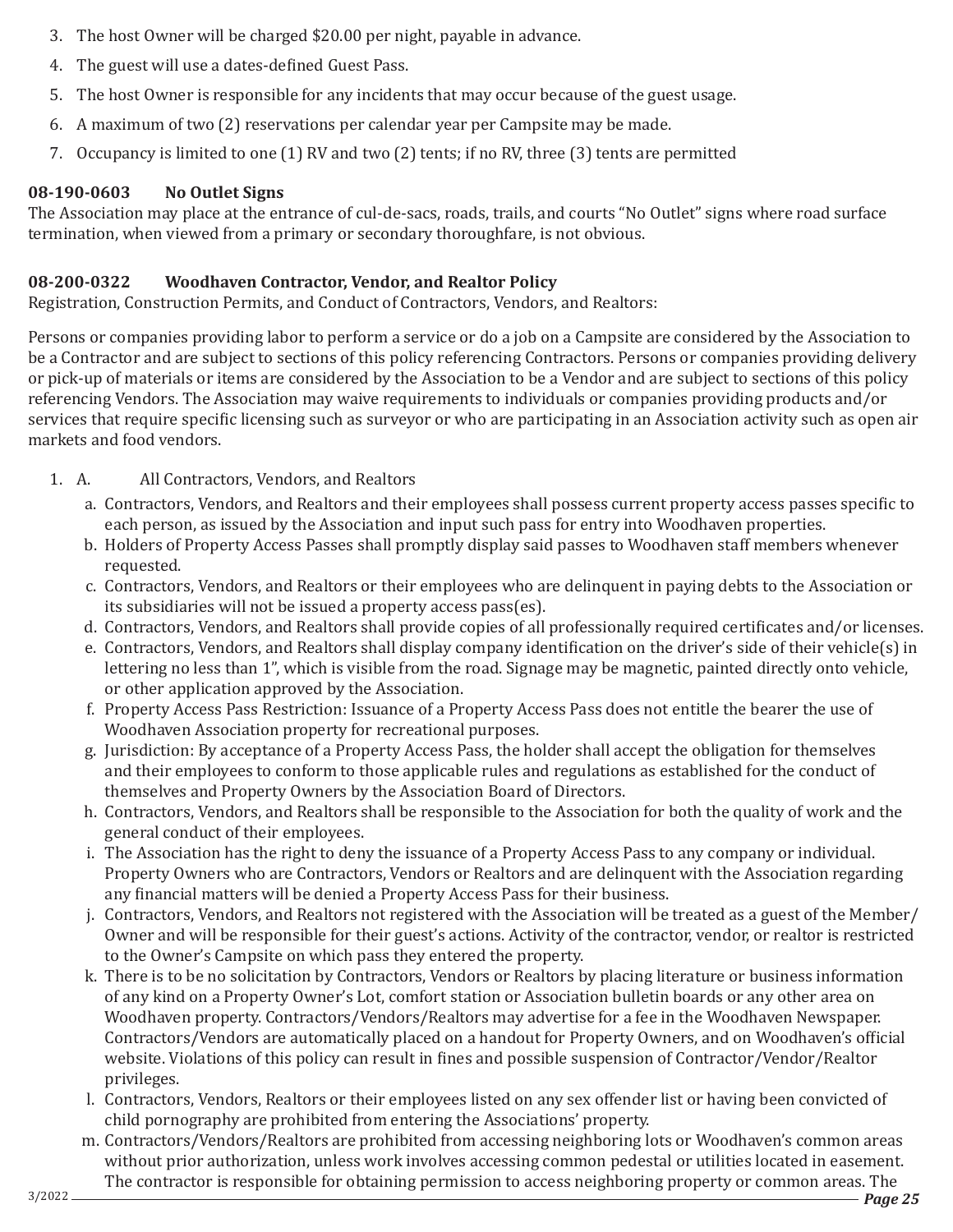3. The host Owner will be charged $20.00 per night, payable in advance.
4. The guest will use a dates-defined Guest Pass.
5. The host Owner is responsible for any incidents that may occur because of the guest usage.
6. A maximum of two (2) reservations per calendar year per Campsite may be made.
7. Occupancy is limited to one (1) RV and two (2) tents; if no RV, three (3) tents are permitted

**08-190-0603 No Outlet Signs**
The Association may place at the entrance of cul-de-sacs, roads, trails, and courts "No Outlet" signs where road surface termination, when viewed from a primary or secondary thoroughfare, is not obvious.

**08-200-0322 Woodhaven Contractor, Vendor, and Realtor Policy**
Registration, Construction Permits, and Conduct of Contractors, Vendors, and Realtors:

Persons or companies providing labor to perform a service or do a job on a Campsite are considered by the Association to be a Contractor and are subject to sections of this policy referencing Contractors. Persons or companies providing delivery or pick-up of materials or items are considered by the Association to be a Vendor and are subject to sections of this policy referencing Vendors. The Association may waive requirements to individuals or companies providing products and/or services that require specific licensing such as surveyor or who are participating in an Association activity such as open air markets and food vendors.

1. A. All Contractors, Vendors, and Realtors
   a. Contractors, Vendors, and Realtors and their employees shall possess current property access passes specific to each person, as issued by the Association and input such pass for entry into Woodhaven properties.
   b. Holders of Property Access Passes shall promptly display said passes to Woodhaven staff members whenever requested.
   c. Contractors, Vendors, and Realtors or their employees who are delinquent in paying debts to the Association or its subsidiaries will not be issued a property access pass(es).
   d. Contractors, Vendors, and Realtors shall provide copies of all professionally required certificates and/or licenses.
   e. Contractors, Vendors, and Realtors shall display company identification on the driver's side of their vehicle(s) in lettering no less than 1", which is visible from the road. Signage may be magnetic, painted directly onto vehicle, or other application approved by the Association.
   f. Property Access Pass Restriction: Issuance of a Property Access Pass does not entitle the bearer the use of Woodhaven Association property for recreational purposes.
   g. Jurisdiction: By acceptance of a Property Access Pass, the holder shall accept the obligation for themselves and their employees to conform to those applicable rules and regulations as established for the conduct of themselves and Property Owners by the Association Board of Directors.
   h. Contractors, Vendors, and Realtors shall be responsible to the Association for both the quality of work and the general conduct of their employees.
   i. The Association has the right to deny the issuance of a Property Access Pass to any company or individual. Property Owners who are Contractors, Vendors or Realtors and are delinquent with the Association regarding any financial matters will be denied a Property Access Pass for their business.
   j. Contractors, Vendors, and Realtors not registered with the Association will be treated as a guest of the Member/Owner and will be responsible for their guest's actions. Activity of the contractor, vendor, or realtor is restricted to the Owner's Campsite on which pass they entered the property.
   k. There is to be no solicitation by Contractors, Vendors or Realtors by placing literature or business information of any kind on a Property Owner's Lot, comfort station or Association bulletin boards or any other area on Woodhaven property. Contractors/Vendors/Realtors may advertise for a fee in the Woodhaven Newspaper. Contractors/Vendors are automatically placed on a handout for Property Owners, and on Woodhaven's official website. Violations of this policy can result in fines and possible suspension of Contractor/Vendor/Realtor privileges.
   l. Contractors, Vendors, Realtors or their employees listed on any sex offender list or having been convicted of child pornography are prohibited from entering the Associations' property.
   m. Contractors/Vendors/Realtors are prohibited from accessing neighboring lots or Woodhaven's common areas without prior authorization, unless work involves accessing common pedestal or utilities located in easement. The contractor is responsible for obtaining permission to access neighboring property or common areas. The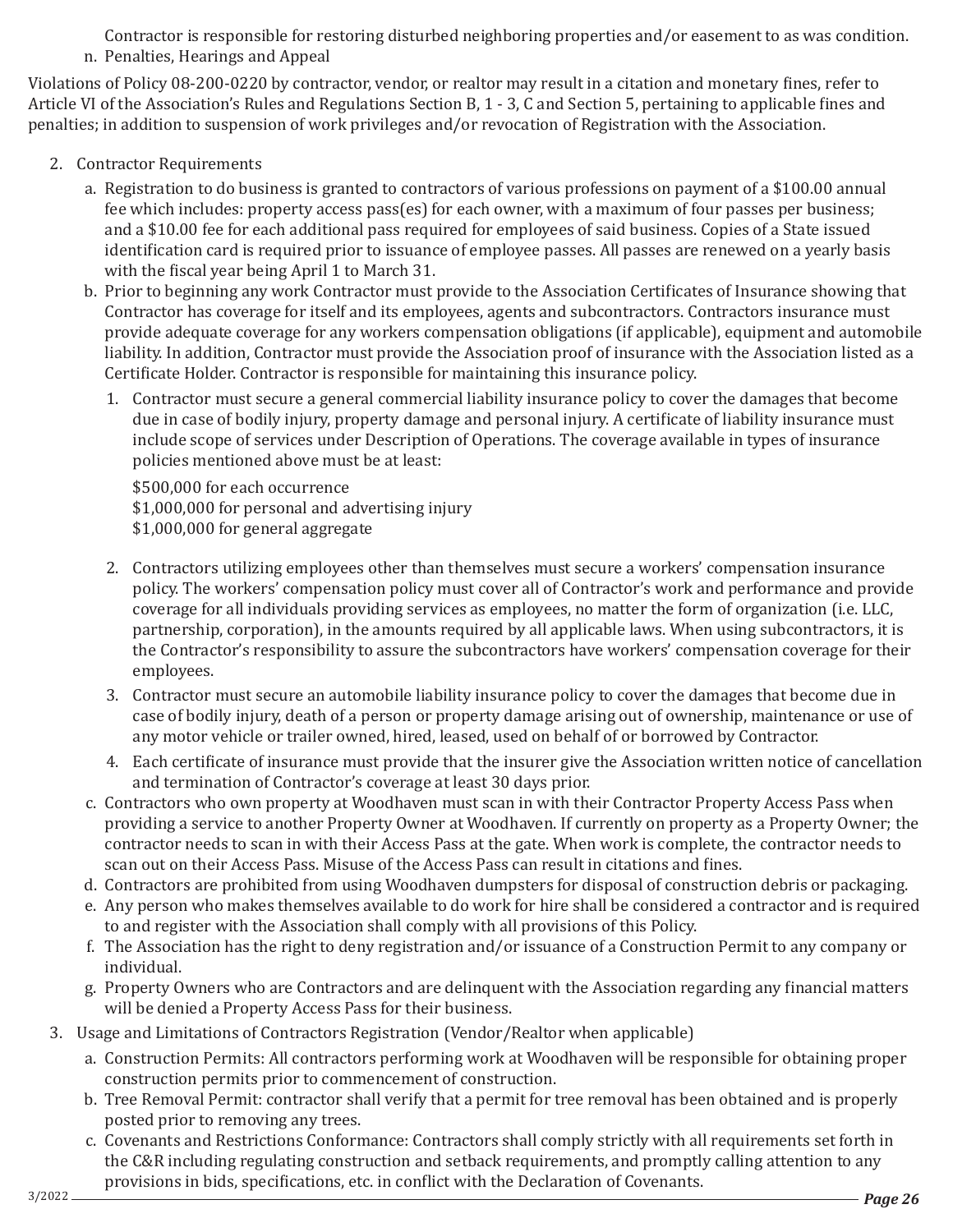Contractor is responsible for restoring disturbed neighboring properties and/or easement to as was condition.

n. Penalties, Hearings and Appeal

Violations of Policy 08-200-0220 by contractor, vendor, or realtor may result in a citation and monetary fines, refer to Article VI of the Association's Rules and Regulations Section B, 1 - 3, C and Section 5, pertaining to applicable fines and penalties; in addition to suspension of work privileges and/or revocation of Registration with the Association.

2. Contractor Requirements
   a. Registration to do business is granted to contractors of various professions on payment of a $100.00 annual fee which includes: property access pass(es) for each owner, with a maximum of four passes per business; and a $10.00 fee for each additional pass required for employees of said business. Copies of a State issued identification card is required prior to issuance of employee passes. All passes are renewed on a yearly basis with the fiscal year being April 1 to March 31.
   b. Prior to beginning any work Contractor must provide to the Association Certificates of Insurance showing that Contractor has coverage for itself and its employees, agents and subcontractors. Contractors insurance must provide adequate coverage for any workers compensation obligations (if applicable), equipment and automobile liability. In addition, Contractor must provide the Association proof of insurance with the Association listed as a Certificate Holder. Contractor is responsible for maintaining this insurance policy.
      1. Contractor must secure a general commercial liability insurance policy to cover the damages that become due in case of bodily injury, property damage and personal injury. A certificate of liability insurance must include scope of services under Description of Operations. The coverage available in types of insurance policies mentioned above must be at least:

         $500,000 for each occurrence
         $1,000,000 for personal and advertising injury
         $1,000,000 for general aggregate

      2. Contractors utilizing employees other than themselves must secure a workers' compensation insurance policy. The workers' compensation policy must cover all of Contractor's work and performance and provide coverage for all individuals providing services as employees, no matter the form of organization (i.e. LLC, partnership, corporation), in the amounts required by all applicable laws. When using subcontractors, it is the Contractor's responsibility to assure the subcontractors have workers' compensation coverage for their employees.
      3. Contractor must secure an automobile liability insurance policy to cover the damages that become due in case of bodily injury, death of a person or property damage arising out of ownership, maintenance or use of any motor vehicle or trailer owned, hired, leased, used on behalf of or borrowed by Contractor.
      4. Each certificate of insurance must provide that the insurer give the Association written notice of cancellation and termination of Contractor's coverage at least 30 days prior.
   c. Contractors who own property at Woodhaven must scan in with their Contractor Property Access Pass when providing a service to another Property Owner at Woodhaven. If currently on property as a Property Owner; the contractor needs to scan in with their Access Pass at the gate. When work is complete, the contractor needs to scan out on their Access Pass. Misuse of the Access Pass can result in citations and fines.
   d. Contractors are prohibited from using Woodhaven dumpsters for disposal of construction debris or packaging.
   e. Any person who makes themselves available to do work for hire shall be considered a contractor and is required to and register with the Association shall comply with all provisions of this Policy.
   f. The Association has the right to deny registration and/or issuance of a Construction Permit to any company or individual.
   g. Property Owners who are Contractors and are delinquent with the Association regarding any financial matters will be denied a Property Access Pass for their business.
3. Usage and Limitations of Contractors Registration (Vendor/Realtor when applicable)
   a. Construction Permits: All contractors performing work at Woodhaven will be responsible for obtaining proper construction permits prior to commencement of construction.
   b. Tree Removal Permit: contractor shall verify that a permit for tree removal has been obtained and is properly posted prior to removing any trees.
   c. Covenants and Restrictions Conformance: Contractors shall comply strictly with all requirements set forth in the C&R including regulating construction and setback requirements, and promptly calling attention to any provisions in bids, specifications, etc. in conflict with the Declaration of Covenants.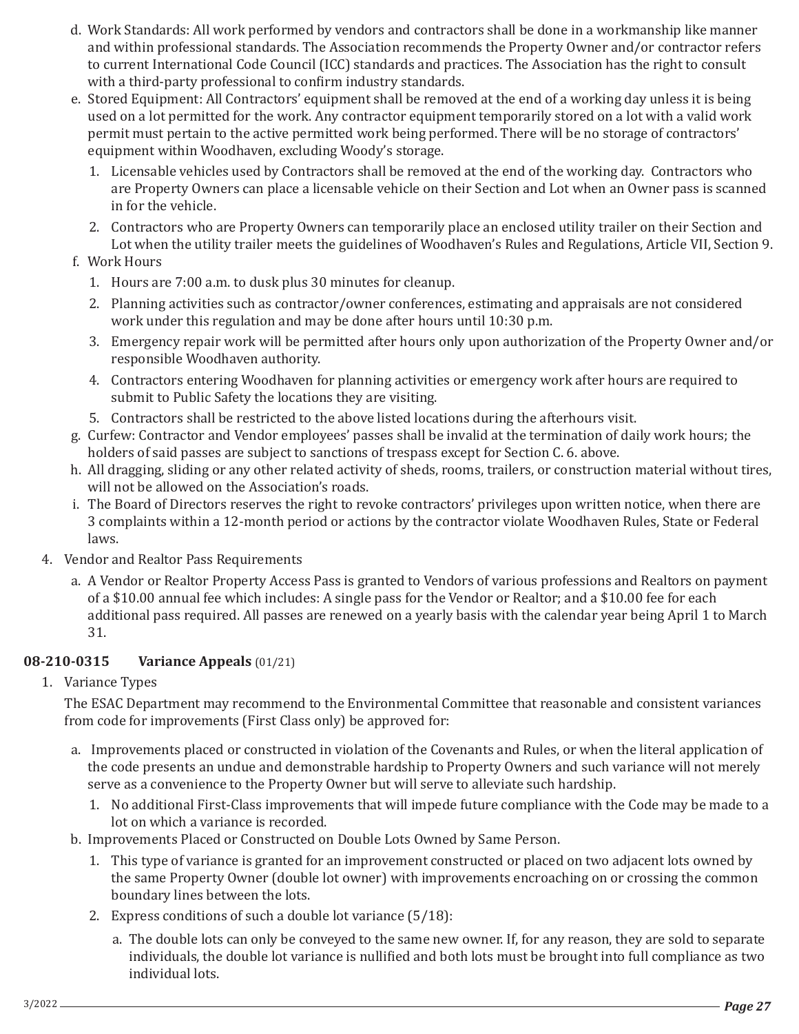d. Work Standards: All work performed by vendors and contractors shall be done in a workmanship like manner and within professional standards. The Association recommends the Property Owner and/or contractor refers to current International Code Council (ICC) standards and practices. The Association has the right to consult with a third-party professional to confirm industry standards.

e. Stored Equipment: All Contractors' equipment shall be removed at the end of a working day unless it is being used on a lot permitted for the work. Any contractor equipment temporarily stored on a lot with a valid work permit must pertain to the active permitted work being performed. There will be no storage of contractors' equipment within Woodhaven, excluding Woody's storage.

   1. Licensable vehicles used by Contractors shall be removed at the end of the working day. Contractors who are Property Owners can place a licensable vehicle on their Section and Lot when an Owner pass is scanned in for the vehicle.
   2. Contractors who are Property Owners can temporarily place an enclosed utility trailer on their Section and Lot when the utility trailer meets the guidelines of Woodhaven's Rules and Regulations, Article VII, Section 9.

f. Work Hours

   1. Hours are 7:00 a.m. to dusk plus 30 minutes for cleanup.
   2. Planning activities such as contractor/owner conferences, estimating and appraisals are not considered work under this regulation and may be done after hours until 10:30 p.m.
   3. Emergency repair work will be permitted after hours only upon authorization of the Property Owner and/or responsible Woodhaven authority.
   4. Contractors entering Woodhaven for planning activities or emergency work after hours are required to submit to Public Safety the locations they are visiting.
   5. Contractors shall be restricted to the above listed locations during the afterhours visit.

g. Curfew: Contractor and Vendor employees' passes shall be invalid at the termination of daily work hours; the holders of said passes are subject to sanctions of trespass except for Section C. 6. above.

h. All dragging, sliding or any other related activity of sheds, rooms, trailers, or construction material without tires, will not be allowed on the Association's roads.

i. The Board of Directors reserves the right to revoke contractors' privileges upon written notice, when there are 3 complaints within a 12-month period or actions by the contractor violate Woodhaven Rules, State or Federal laws.

4. Vendor and Realtor Pass Requirements

   a. A Vendor or Realtor Property Access Pass is granted to Vendors of various professions and Realtors on payment of a $10.00 annual fee which includes: A single pass for the Vendor or Realtor; and a $10.00 fee for each additional pass required. All passes are renewed on a yearly basis with the calendar year being April 1 to March 31.

### 08-210-0315 Variance Appeals (01/21)

1. Variance Types

   The ESAC Department may recommend to the Environmental Committee that reasonable and consistent variances from code for improvements (First Class only) be approved for:

   a. Improvements placed or constructed in violation of the Covenants and Rules, or when the literal application of the code presents an undue and demonstrable hardship to Property Owners and such variance will not merely serve as a convenience to the Property Owner but will serve to alleviate such hardship.

      1. No additional First-Class improvements that will impede future compliance with the Code may be made to a lot on which a variance is recorded.

   b. Improvements Placed or Constructed on Double Lots Owned by Same Person.

      1. This type of variance is granted for an improvement constructed or placed on two adjacent lots owned by the same Property Owner (double lot owner) with improvements encroaching on or crossing the common boundary lines between the lots.
      2. Express conditions of such a double lot variance (5/18):

         a. The double lots can only be conveyed to the same new owner. If, for any reason, they are sold to separate individuals, the double lot variance is nullified and both lots must be brought into full compliance as two individual lots.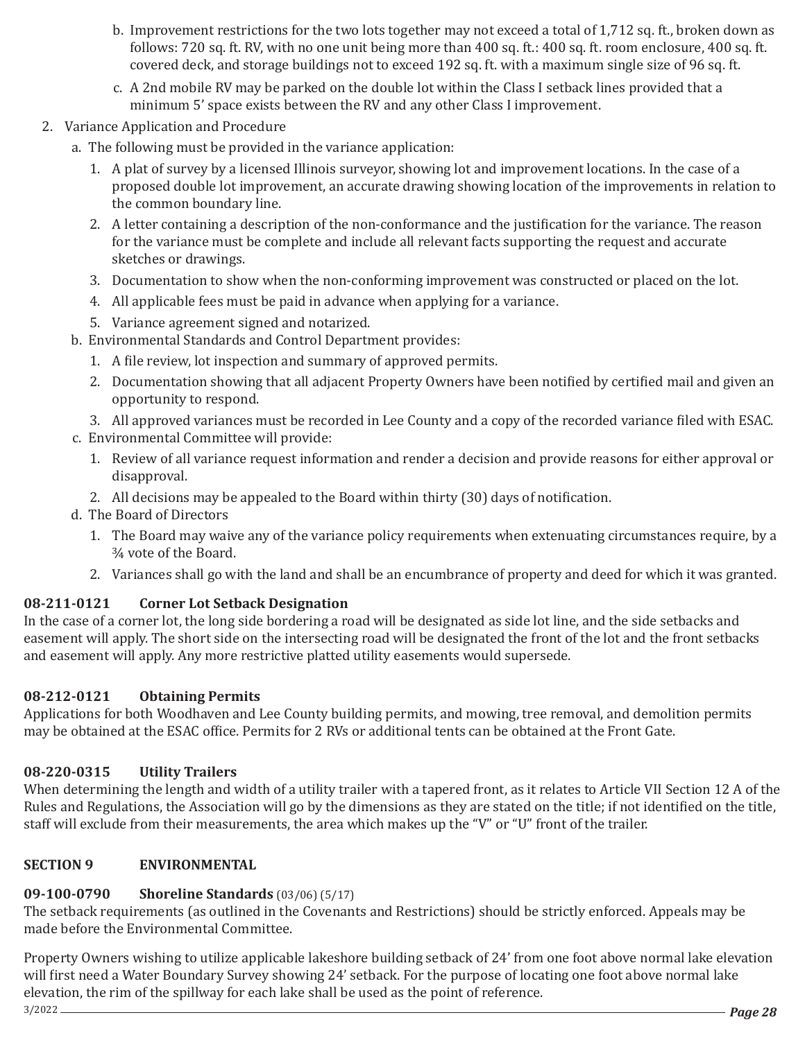b. Improvement restrictions for the two lots together may not exceed a total of 1,712 sq. ft., broken down as follows: 720 sq. ft. RV, with no one unit being more than 400 sq. ft.: 400 sq. ft. room enclosure, 400 sq. ft. covered deck, and storage buildings not to exceed 192 sq. ft. with a maximum single size of 96 sq. ft.

c. A 2nd mobile RV may be parked on the double lot within the Class I setback lines provided that a minimum 5' space exists between the RV and any other Class I improvement.

2. Variance Application and Procedure
   a. The following must be provided in the variance application:
      1. A plat of survey by a licensed Illinois surveyor, showing lot and improvement locations. In the case of a proposed double lot improvement, an accurate drawing showing location of the improvements in relation to the common boundary line.
      2. A letter containing a description of the non-conformance and the justification for the variance. The reason for the variance must be complete and include all relevant facts supporting the request and accurate sketches or drawings.
      3. Documentation to show when the non-conforming improvement was constructed or placed on the lot.
      4. All applicable fees must be paid in advance when applying for a variance.
      5. Variance agreement signed and notarized.
   b. Environmental Standards and Control Department provides:
      1. A file review, lot inspection and summary of approved permits.
      2. Documentation showing that all adjacent Property Owners have been notified by certified mail and given an opportunity to respond.
      3. All approved variances must be recorded in Lee County and a copy of the recorded variance filed with ESAC.
   c. Environmental Committee will provide:
      1. Review of all variance request information and render a decision and provide reasons for either approval or disapproval.
      2. All decisions may be appealed to the Board within thirty (30) days of notification.
   d. The Board of Directors
      1. The Board may waive any of the variance policy requirements when extenuating circumstances require, by a ¾ vote of the Board.
      2. Variances shall go with the land and shall be an encumbrance of property and deed for which it was granted.

**08-211-0121 Corner Lot Setback Designation**

In the case of a corner lot, the long side bordering a road will be designated as side lot line, and the side setbacks and easement will apply. The short side on the intersecting road will be designated the front of the lot and the front setbacks and easement will apply. Any more restrictive platted utility easements would supersede.

**08-212-0121 Obtaining Permits**

Applications for both Woodhaven and Lee County building permits, and mowing, tree removal, and demolition permits may be obtained at the ESAC office. Permits for 2 RVs or additional tents can be obtained at the Front Gate.

**08-220-0315 Utility Trailers**

When determining the length and width of a utility trailer with a tapered front, as it relates to Article VII Section 12 A of the Rules and Regulations, the Association will go by the dimensions as they are stated on the title; if not identified on the title, staff will exclude from their measurements, the area which makes up the "V" or "U" front of the trailer.

## SECTION 9 ENVIRONMENTAL

**09-100-0790 Shoreline Standards** (03/06) (5/17)

The setback requirements (as outlined in the Covenants and Restrictions) should be strictly enforced. Appeals may be made before the Environmental Committee.

Property Owners wishing to utilize applicable lakeshore building setback of 24' from one foot above normal lake elevation will first need a Water Boundary Survey showing 24' setback. For the purpose of locating one foot above normal lake elevation, the rim of the spillway for each lake shall be used as the point of reference.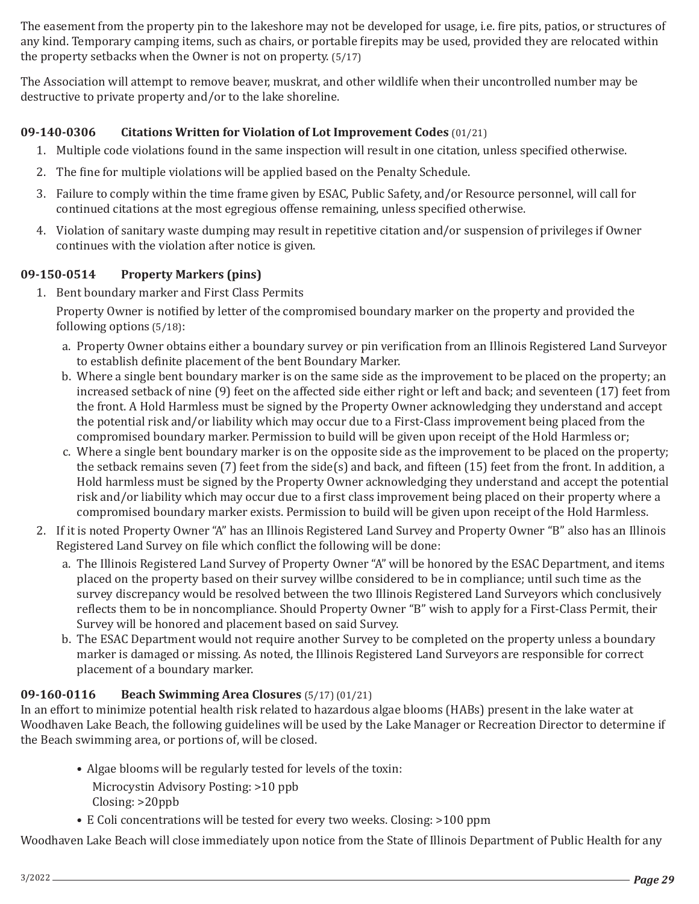The easement from the property pin to the lakeshore may not be developed for usage, i.e. fire pits, patios, or structures of any kind. Temporary camping items, such as chairs, or portable firepits may be used, provided they are relocated within the property setbacks when the Owner is not on property. (5/17)

The Association will attempt to remove beaver, muskrat, and other wildlife when their uncontrolled number may be destructive to private property and/or to the lake shoreline.

### 09-140-0306 Citations Written for Violation of Lot Improvement Codes (01/21)

1. Multiple code violations found in the same inspection will result in one citation, unless specified otherwise.
2. The fine for multiple violations will be applied based on the Penalty Schedule.
3. Failure to comply within the time frame given by ESAC, Public Safety, and/or Resource personnel, will call for continued citations at the most egregious offense remaining, unless specified otherwise.
4. Violation of sanitary waste dumping may result in repetitive citation and/or suspension of privileges if Owner continues with the violation after notice is given.

### 09-150-0514 Property Markers (pins)

1. Bent boundary marker and First Class Permits

   Property Owner is notified by letter of the compromised boundary marker on the property and provided the following options (5/18):

   a. Property Owner obtains either a boundary survey or pin verification from an Illinois Registered Land Surveyor to establish definite placement of the bent Boundary Marker.
   b. Where a single bent boundary marker is on the same side as the improvement to be placed on the property; an increased setback of nine (9) feet on the affected side either right or left and back; and seventeen (17) feet from the front. A Hold Harmless must be signed by the Property Owner acknowledging they understand and accept the potential risk and/or liability which may occur due to a First-Class improvement being placed from the compromised boundary marker. Permission to build will be given upon receipt of the Hold Harmless or;
   c. Where a single bent boundary marker is on the opposite side as the improvement to be placed on the property; the setback remains seven (7) feet from the side(s) and back, and fifteen (15) feet from the front. In addition, a Hold harmless must be signed by the Property Owner acknowledging they understand and accept the potential risk and/or liability which may occur due to a first class improvement being placed on their property where a compromised boundary marker exists. Permission to build will be given upon receipt of the Hold Harmless.

2. If it is noted Property Owner "A" has an Illinois Registered Land Survey and Property Owner "B" also has an Illinois Registered Land Survey on file which conflict the following will be done:

   a. The Illinois Registered Land Survey of Property Owner "A" will be honored by the ESAC Department, and items placed on the property based on their survey willbe considered to be in compliance; until such time as the survey discrepancy would be resolved between the two Illinois Registered Land Surveyors which conclusively reflects them to be in noncompliance. Should Property Owner "B" wish to apply for a First-Class Permit, their Survey will be honored and placement based on said Survey.
   b. The ESAC Department would not require another Survey to be completed on the property unless a boundary marker is damaged or missing. As noted, the Illinois Registered Land Surveyors are responsible for correct placement of a boundary marker.

### 09-160-0116 Beach Swimming Area Closures (5/17) (01/21)

In an effort to minimize potential health risk related to hazardous algae blooms (HABs) present in the lake water at Woodhaven Lake Beach, the following guidelines will be used by the Lake Manager or Recreation Director to determine if the Beach swimming area, or portions of, will be closed.

- Algae blooms will be regularly tested for levels of the toxin:

  Microcystin Advisory Posting: >10 ppb
  Closing: >20ppb

- E Coli concentrations will be tested for every two weeks. Closing: >100 ppm

Woodhaven Lake Beach will close immediately upon notice from the State of Illinois Department of Public Health for any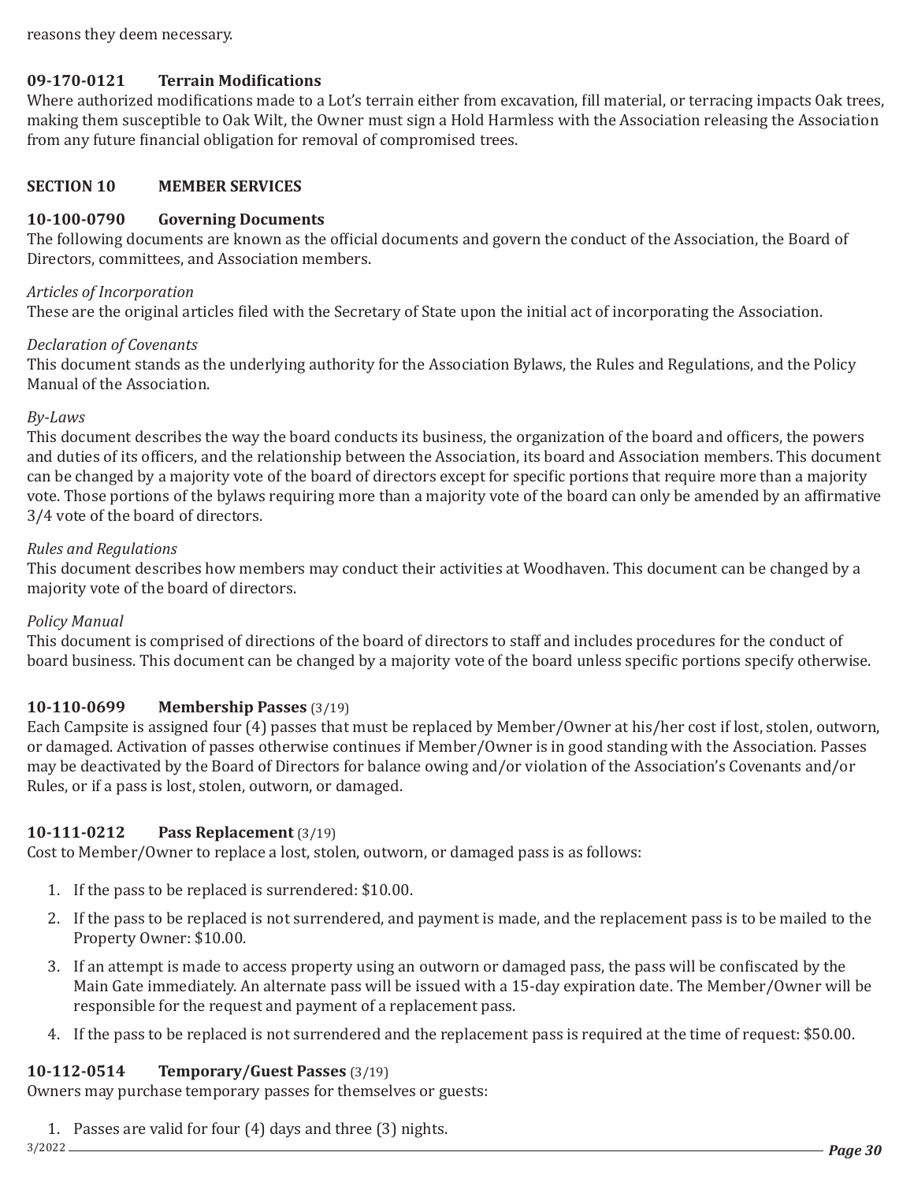reasons they deem necessary.

### 09-170-0121 Terrain Modifications

Where authorized modifications made to a Lot's terrain either from excavation, fill material, or terracing impacts Oak trees, making them susceptible to Oak Wilt, the Owner must sign a Hold Harmless with the Association releasing the Association from any future financial obligation for removal of compromised trees.

## SECTION 10 MEMBER SERVICES

### 10-100-0790 Governing Documents

The following documents are known as the official documents and govern the conduct of the Association, the Board of Directors, committees, and Association members.

*Articles of Incorporation*

These are the original articles filed with the Secretary of State upon the initial act of incorporating the Association.

*Declaration of Covenants*

This document stands as the underlying authority for the Association Bylaws, the Rules and Regulations, and the Policy Manual of the Association.

*By-Laws*

This document describes the way the board conducts its business, the organization of the board and officers, the powers and duties of its officers, and the relationship between the Association, its board and Association members. This document can be changed by a majority vote of the board of directors except for specific portions that require more than a majority vote. Those portions of the bylaws requiring more than a majority vote of the board can only be amended by an affirmative 3/4 vote of the board of directors.

*Rules and Regulations*

This document describes how members may conduct their activities at Woodhaven. This document can be changed by a majority vote of the board of directors.

*Policy Manual*

This document is comprised of directions of the board of directors to staff and includes procedures for the conduct of board business. This document can be changed by a majority vote of the board unless specific portions specify otherwise.

### 10-110-0699 Membership Passes (3/19)

Each Campsite is assigned four (4) passes that must be replaced by Member/Owner at his/her cost if lost, stolen, outworn, or damaged. Activation of passes otherwise continues if Member/Owner is in good standing with the Association. Passes may be deactivated by the Board of Directors for balance owing and/or violation of the Association's Covenants and/or Rules, or if a pass is lost, stolen, outworn, or damaged.

### 10-111-0212 Pass Replacement (3/19)

Cost to Member/Owner to replace a lost, stolen, outworn, or damaged pass is as follows:

1. If the pass to be replaced is surrendered: $10.00.
2. If the pass to be replaced is not surrendered, and payment is made, and the replacement pass is to be mailed to the Property Owner: $10.00.
3. If an attempt is made to access property using an outworn or damaged pass, the pass will be confiscated by the Main Gate immediately. An alternate pass will be issued with a 15-day expiration date. The Member/Owner will be responsible for the request and payment of a replacement pass.
4. If the pass to be replaced is not surrendered and the replacement pass is required at the time of request: $50.00.

### 10-112-0514 Temporary/Guest Passes (3/19)

Owners may purchase temporary passes for themselves or guests:

1. Passes are valid for four (4) days and three (3) nights.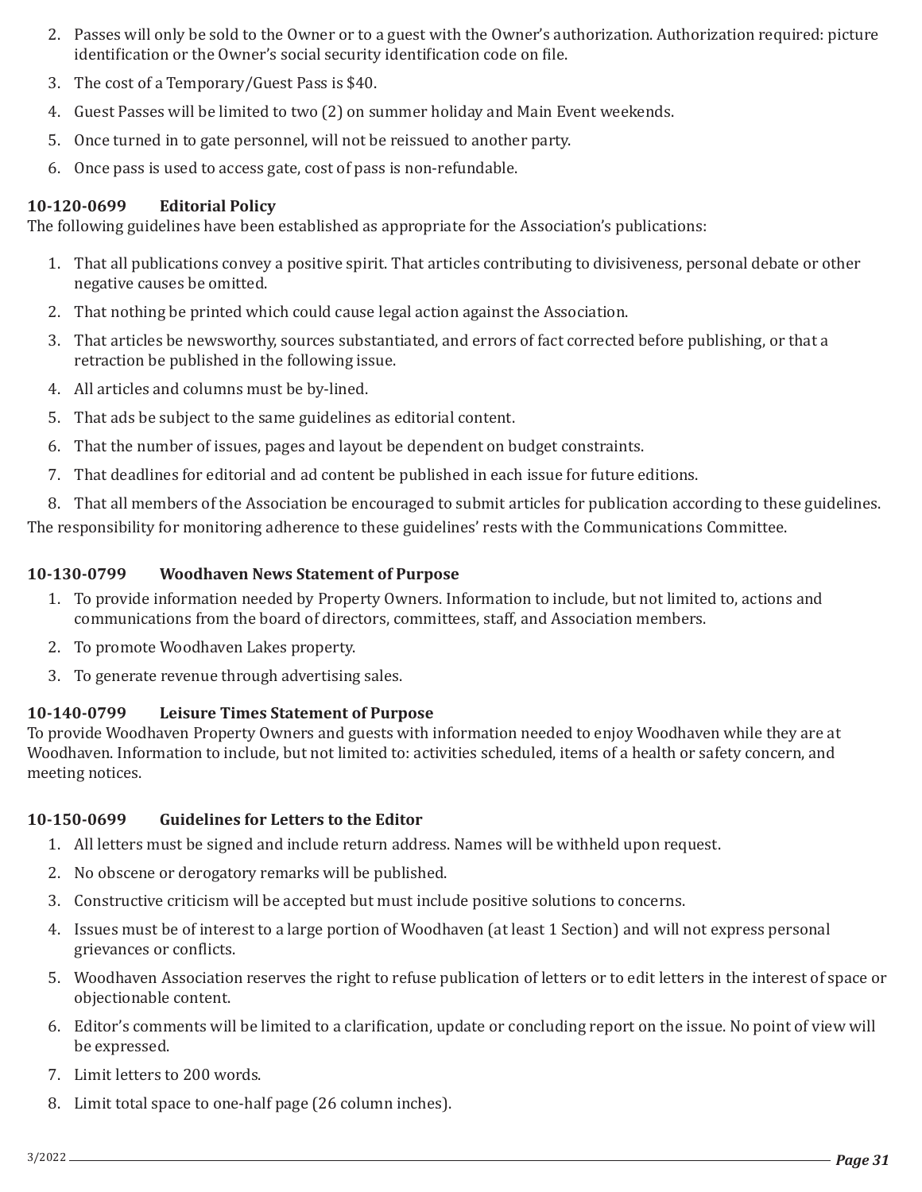2. Passes will only be sold to the Owner or to a guest with the Owner's authorization. Authorization required: picture identification or the Owner's social security identification code on file.
3. The cost of a Temporary/Guest Pass is $40.
4. Guest Passes will be limited to two (2) on summer holiday and Main Event weekends.
5. Once turned in to gate personnel, will not be reissued to another party.
6. Once pass is used to access gate, cost of pass is non-refundable.

**10-120-0699 Editorial Policy**

The following guidelines have been established as appropriate for the Association's publications:

1. That all publications convey a positive spirit. That articles contributing to divisiveness, personal debate or other negative causes be omitted.
2. That nothing be printed which could cause legal action against the Association.
3. That articles be newsworthy, sources substantiated, and errors of fact corrected before publishing, or that a retraction be published in the following issue.
4. All articles and columns must be by-lined.
5. That ads be subject to the same guidelines as editorial content.
6. That the number of issues, pages and layout be dependent on budget constraints.
7. That deadlines for editorial and ad content be published in each issue for future editions.
8. That all members of the Association be encouraged to submit articles for publication according to these guidelines.

The responsibility for monitoring adherence to these guidelines' rests with the Communications Committee.

**10-130-0799 Woodhaven News Statement of Purpose**

1. To provide information needed by Property Owners. Information to include, but not limited to, actions and communications from the board of directors, committees, staff, and Association members.
2. To promote Woodhaven Lakes property.
3. To generate revenue through advertising sales.

**10-140-0799 Leisure Times Statement of Purpose**

To provide Woodhaven Property Owners and guests with information needed to enjoy Woodhaven while they are at Woodhaven. Information to include, but not limited to: activities scheduled, items of a health or safety concern, and meeting notices.

**10-150-0699 Guidelines for Letters to the Editor**

1. All letters must be signed and include return address. Names will be withheld upon request.
2. No obscene or derogatory remarks will be published.
3. Constructive criticism will be accepted but must include positive solutions to concerns.
4. Issues must be of interest to a large portion of Woodhaven (at least 1 Section) and will not express personal grievances or conflicts.
5. Woodhaven Association reserves the right to refuse publication of letters or to edit letters in the interest of space or objectionable content.
6. Editor's comments will be limited to a clarification, update or concluding report on the issue. No point of view will be expressed.
7. Limit letters to 200 words.
8. Limit total space to one-half page (26 column inches).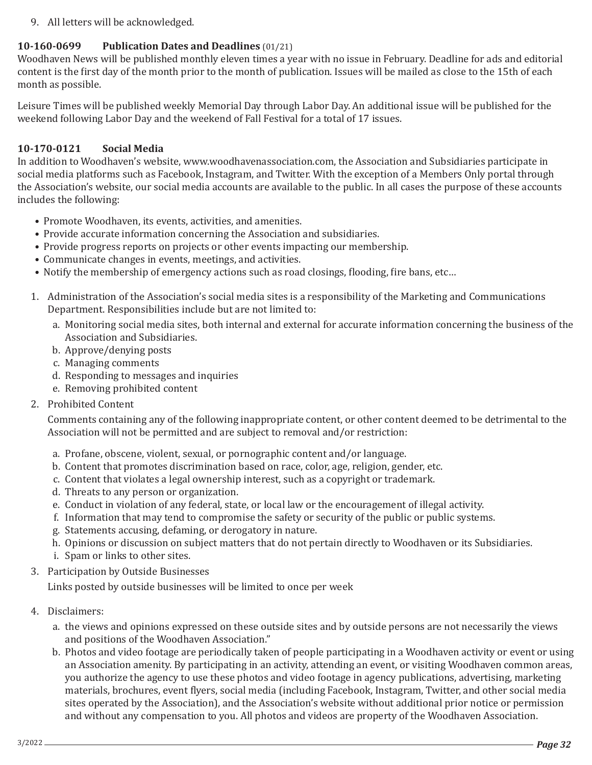9. All letters will be acknowledged.

**10-160-0699 Publication Dates and Deadlines** (01/21)

Woodhaven News will be published monthly eleven times a year with no issue in February. Deadline for ads and editorial content is the first day of the month prior to the month of publication. Issues will be mailed as close to the 15th of each month as possible.

Leisure Times will be published weekly Memorial Day through Labor Day. An additional issue will be published for the weekend following Labor Day and the weekend of Fall Festival for a total of 17 issues.

**10-170-0121 Social Media**

In addition to Woodhaven's website, www.woodhavenassociation.com, the Association and Subsidiaries participate in social media platforms such as Facebook, Instagram, and Twitter. With the exception of a Members Only portal through the Association's website, our social media accounts are available to the public. In all cases the purpose of these accounts includes the following:

- Promote Woodhaven, its events, activities, and amenities.
- Provide accurate information concerning the Association and subsidiaries.
- Provide progress reports on projects or other events impacting our membership.
- Communicate changes in events, meetings, and activities.
- Notify the membership of emergency actions such as road closings, flooding, fire bans, etc…

1. Administration of the Association's social media sites is a responsibility of the Marketing and Communications Department. Responsibilities include but are not limited to:
   a. Monitoring social media sites, both internal and external for accurate information concerning the business of the Association and Subsidiaries.
   b. Approve/denying posts
   c. Managing comments
   d. Responding to messages and inquiries
   e. Removing prohibited content
2. Prohibited Content

   Comments containing any of the following inappropriate content, or other content deemed to be detrimental to the Association will not be permitted and are subject to removal and/or restriction:

   a. Profane, obscene, violent, sexual, or pornographic content and/or language.
   b. Content that promotes discrimination based on race, color, age, religion, gender, etc.
   c. Content that violates a legal ownership interest, such as a copyright or trademark.
   d. Threats to any person or organization.
   e. Conduct in violation of any federal, state, or local law or the encouragement of illegal activity.
   f. Information that may tend to compromise the safety or security of the public or public systems.
   g. Statements accusing, defaming, or derogatory in nature.
   h. Opinions or discussion on subject matters that do not pertain directly to Woodhaven or its Subsidiaries.
   i. Spam or links to other sites.
3. Participation by Outside Businesses

   Links posted by outside businesses will be limited to once per week
4. Disclaimers:
   a. the views and opinions expressed on these outside sites and by outside persons are not necessarily the views and positions of the Woodhaven Association."
   b. Photos and video footage are periodically taken of people participating in a Woodhaven activity or event or using an Association amenity. By participating in an activity, attending an event, or visiting Woodhaven common areas, you authorize the agency to use these photos and video footage in agency publications, advertising, marketing materials, brochures, event flyers, social media (including Facebook, Instagram, Twitter, and other social media sites operated by the Association), and the Association's website without additional prior notice or permission and without any compensation to you. All photos and videos are property of the Woodhaven Association.